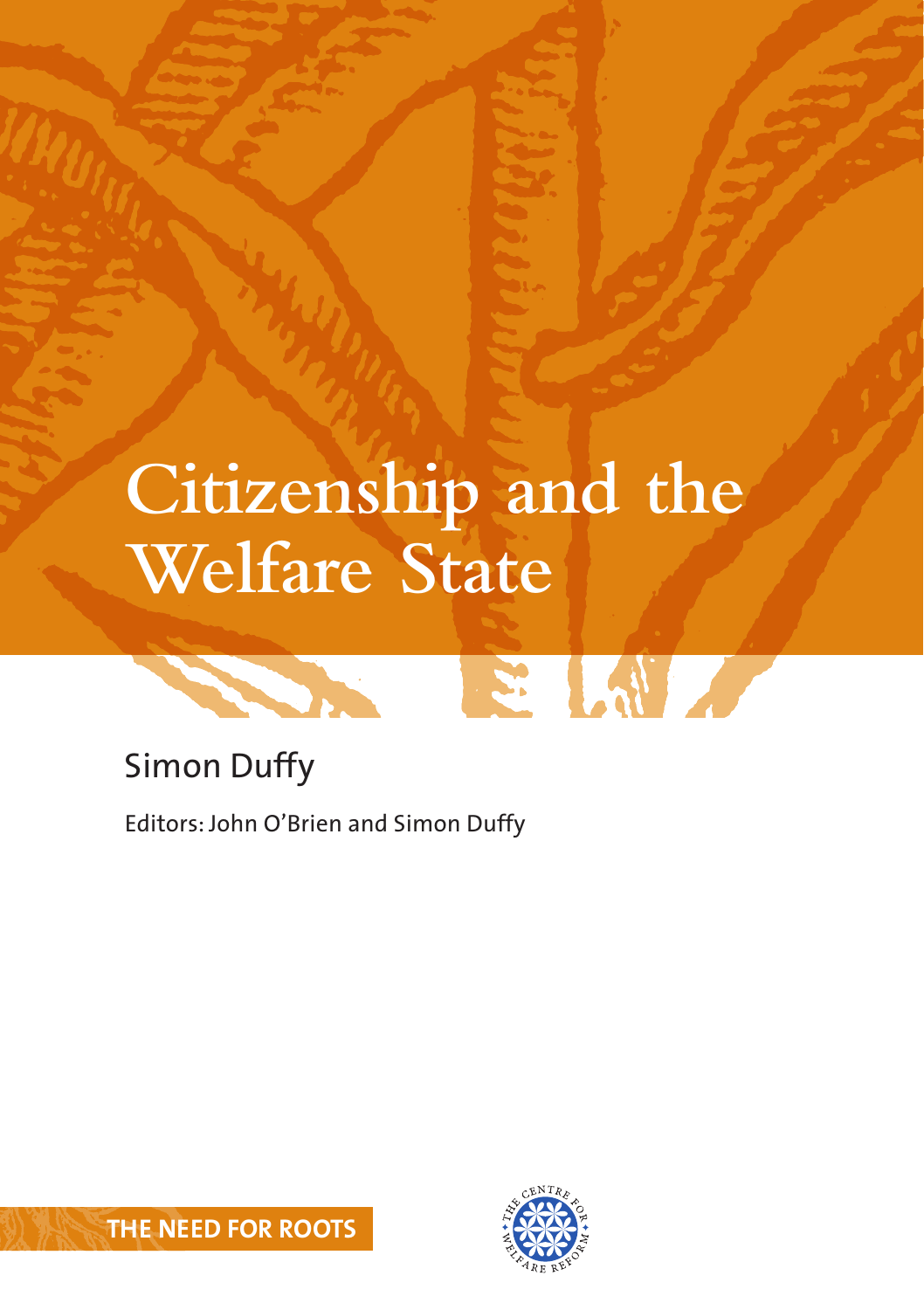# Citizenship and the Welfare State

Simon Duffy

Editors: John O'Brien and Simon Duffy

THE NEED FOR ROOTS

THE CENTRE FOR WELFARE REFORM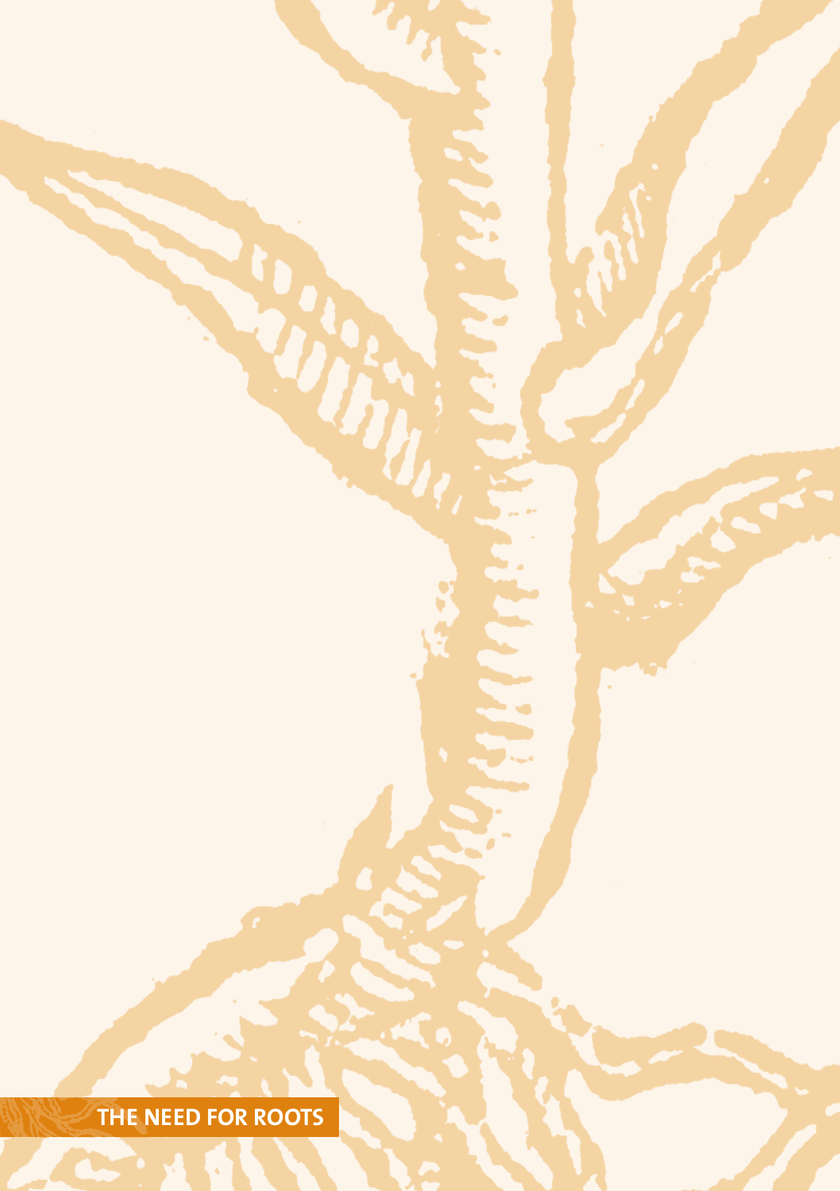THE NEED FOR ROOTS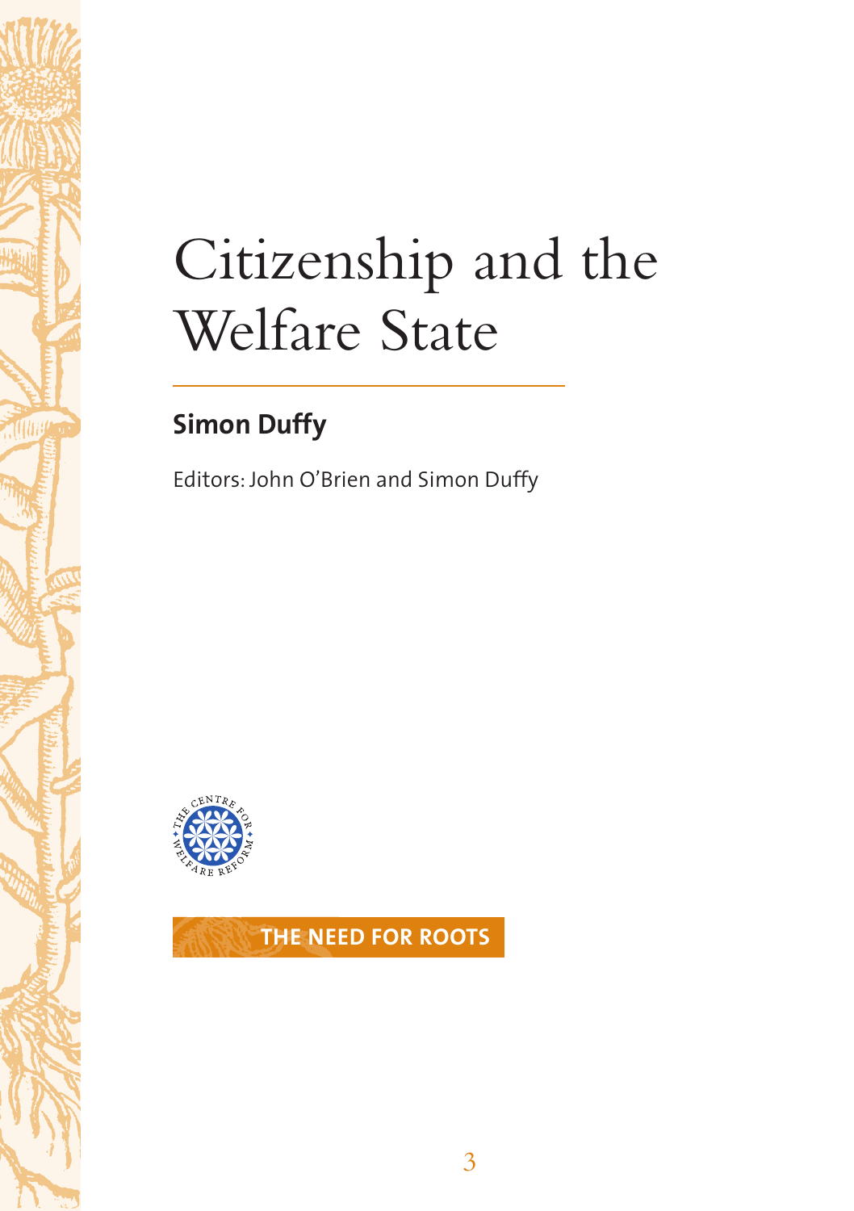# Citizenship and the Welfare State

**Simon Duffy**

Editors: John O'Brien and Simon Duffy

THE NEED FOR ROOTS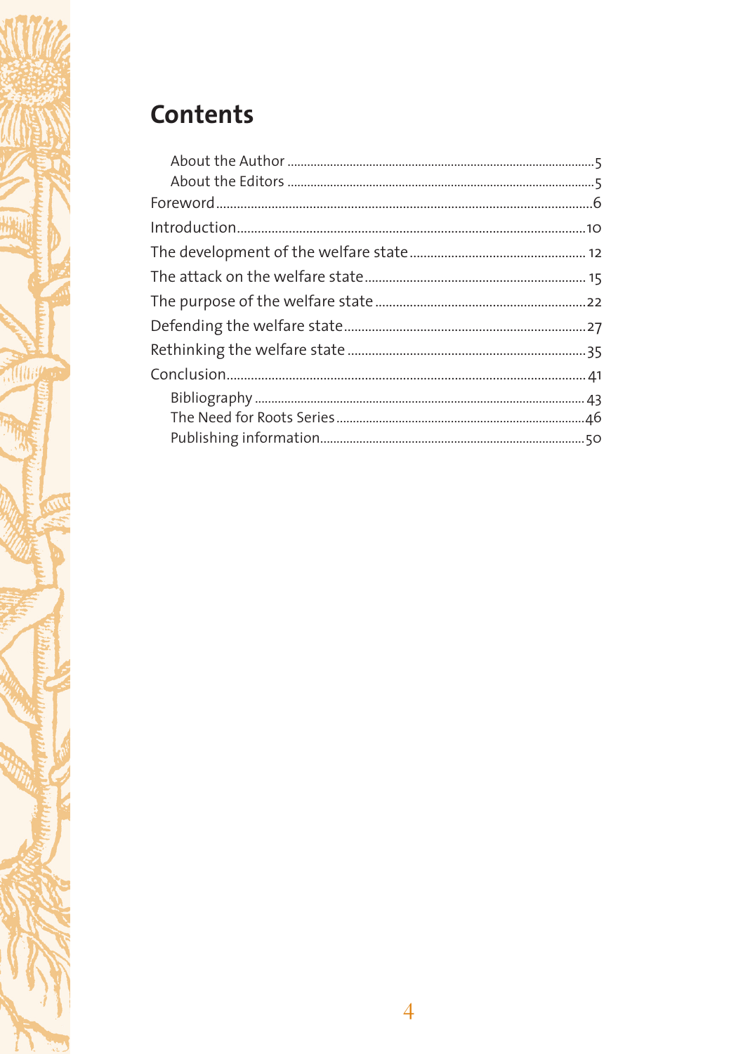# Contents

| | |
|---|---|
| About the Author | 5 |
| About the Editors | 5 |
| Foreword | 6 |
| Introduction | 10 |
| The development of the welfare state | 12 |
| The attack on the welfare state | 15 |
| The purpose of the welfare state | 22 |
| Defending the welfare state | 27 |
| Rethinking the welfare state | 35 |
| Conclusion | 41 |
| Bibliography | 43 |
| The Need for Roots Series | 46 |
| Publishing information | 50 |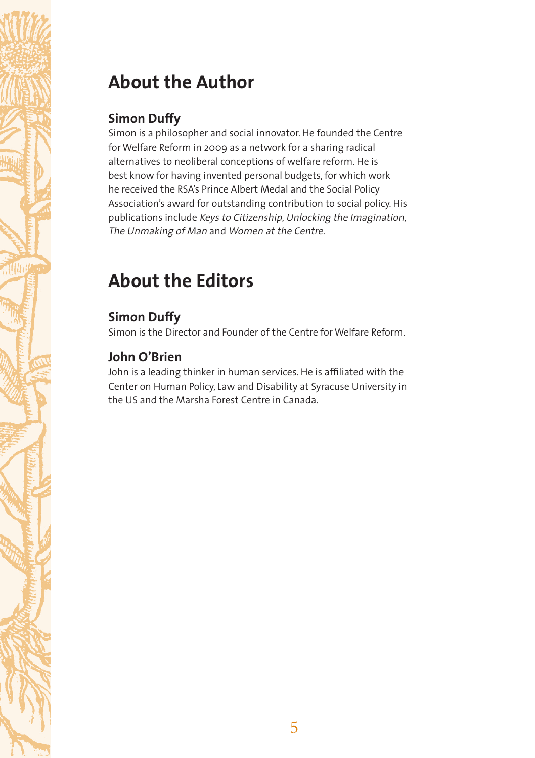# About the Author

### Simon Duffy

Simon is a philosopher and social innovator. He founded the Centre for Welfare Reform in 2009 as a network for a sharing radical alternatives to neoliberal conceptions of welfare reform. He is best know for having invented personal budgets, for which work he received the RSA's Prince Albert Medal and the Social Policy Association's award for outstanding contribution to social policy. His publications include *Keys to Citizenship*, *Unlocking the Imagination*, *The Unmaking of Man* and *Women at the Centre*.

# About the Editors

### Simon Duffy

Simon is the Director and Founder of the Centre for Welfare Reform.

### John O'Brien

John is a leading thinker in human services. He is affiliated with the Center on Human Policy, Law and Disability at Syracuse University in the US and the Marsha Forest Centre in Canada.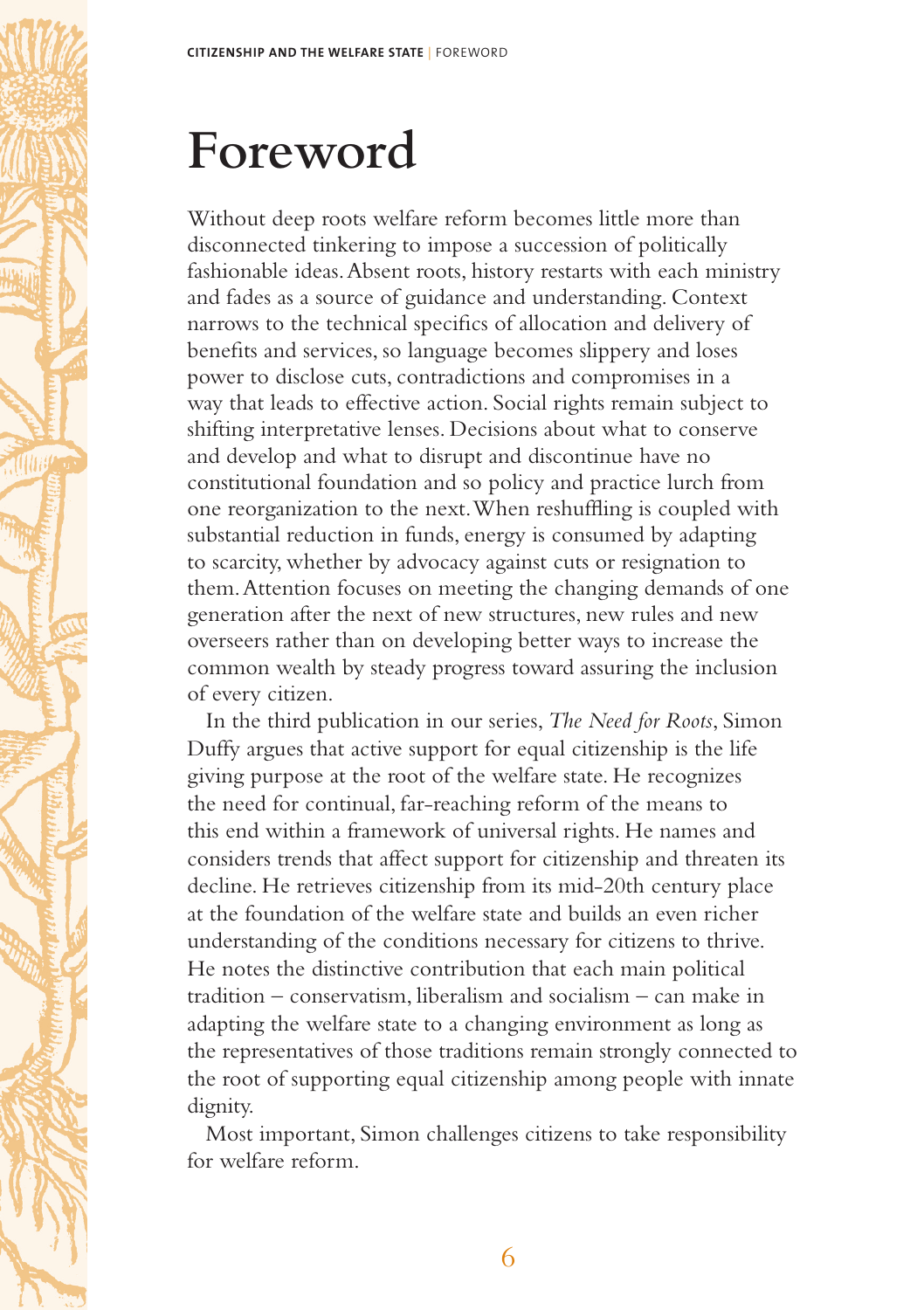# Foreword

Without deep roots welfare reform becomes little more than disconnected tinkering to impose a succession of politically fashionable ideas. Absent roots, history restarts with each ministry and fades as a source of guidance and understanding. Context narrows to the technical specifics of allocation and delivery of benefits and services, so language becomes slippery and loses power to disclose cuts, contradictions and compromises in a way that leads to effective action. Social rights remain subject to shifting interpretative lenses. Decisions about what to conserve and develop and what to disrupt and discontinue have no constitutional foundation and so policy and practice lurch from one reorganization to the next. When reshuffling is coupled with substantial reduction in funds, energy is consumed by adapting to scarcity, whether by advocacy against cuts or resignation to them. Attention focuses on meeting the changing demands of one generation after the next of new structures, new rules and new overseers rather than on developing better ways to increase the common wealth by steady progress toward assuring the inclusion of every citizen.

In the third publication in our series, *The Need for Roots*, Simon Duffy argues that active support for equal citizenship is the life giving purpose at the root of the welfare state. He recognizes the need for continual, far-reaching reform of the means to this end within a framework of universal rights. He names and considers trends that affect support for citizenship and threaten its decline. He retrieves citizenship from its mid-20th century place at the foundation of the welfare state and builds an even richer understanding of the conditions necessary for citizens to thrive. He notes the distinctive contribution that each main political tradition – conservatism, liberalism and socialism – can make in adapting the welfare state to a changing environment as long as the representatives of those traditions remain strongly connected to the root of supporting equal citizenship among people with innate dignity.

Most important, Simon challenges citizens to take responsibility for welfare reform.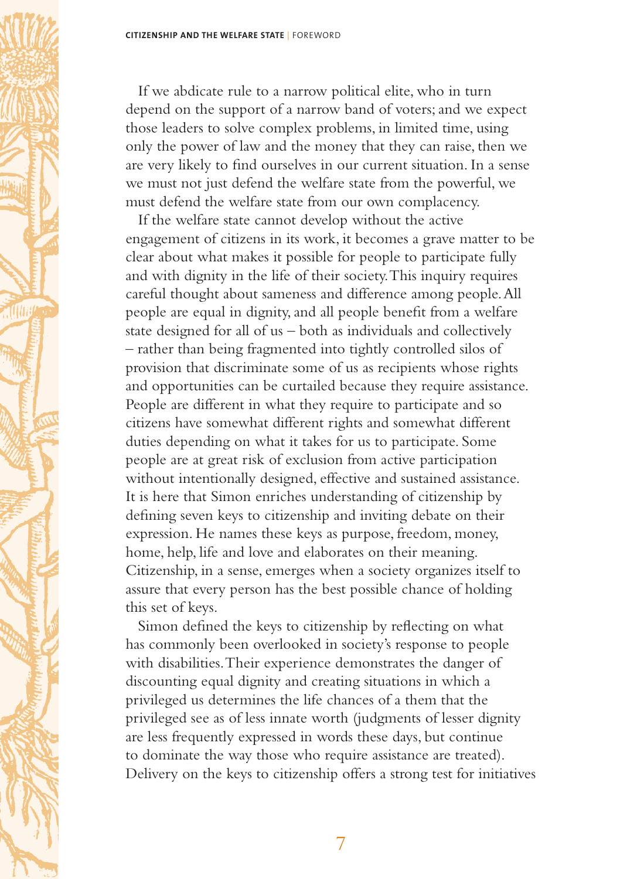If we abdicate rule to a narrow political elite, who in turn depend on the support of a narrow band of voters; and we expect those leaders to solve complex problems, in limited time, using only the power of law and the money that they can raise, then we are very likely to find ourselves in our current situation. In a sense we must not just defend the welfare state from the powerful, we must defend the welfare state from our own complacency.

If the welfare state cannot develop without the active engagement of citizens in its work, it becomes a grave matter to be clear about what makes it possible for people to participate fully and with dignity in the life of their society. This inquiry requires careful thought about sameness and difference among people. All people are equal in dignity, and all people benefit from a welfare state designed for all of us – both as individuals and collectively – rather than being fragmented into tightly controlled silos of provision that discriminate some of us as recipients whose rights and opportunities can be curtailed because they require assistance. People are different in what they require to participate and so citizens have somewhat different rights and somewhat different duties depending on what it takes for us to participate. Some people are at great risk of exclusion from active participation without intentionally designed, effective and sustained assistance. It is here that Simon enriches understanding of citizenship by defining seven keys to citizenship and inviting debate on their expression. He names these keys as purpose, freedom, money, home, help, life and love and elaborates on their meaning. Citizenship, in a sense, emerges when a society organizes itself to assure that every person has the best possible chance of holding this set of keys.

Simon defined the keys to citizenship by reflecting on what has commonly been overlooked in society's response to people with disabilities. Their experience demonstrates the danger of discounting equal dignity and creating situations in which a privileged us determines the life chances of a them that the privileged see as of less innate worth (judgments of lesser dignity are less frequently expressed in words these days, but continue to dominate the way those who require assistance are treated). Delivery on the keys to citizenship offers a strong test for initiatives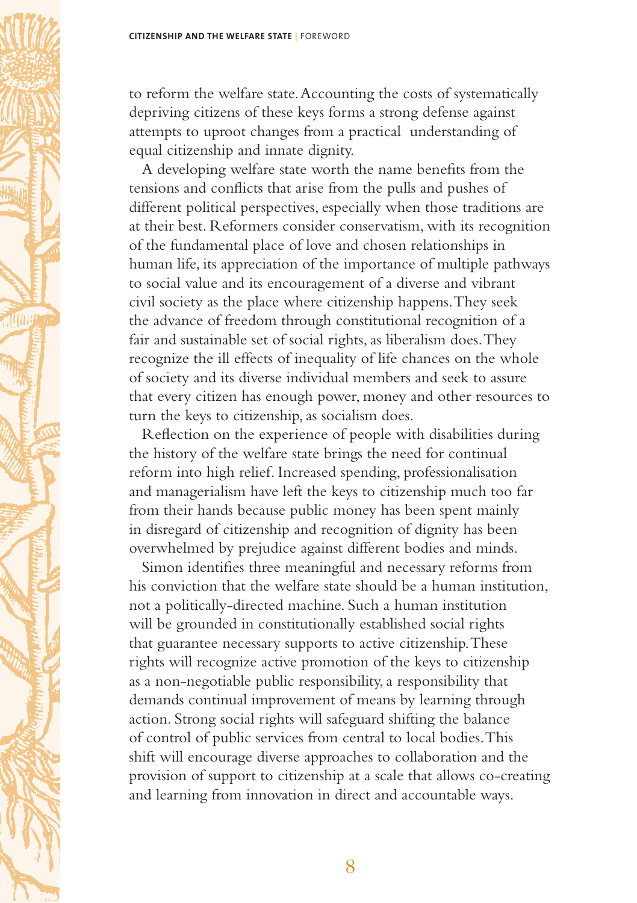to reform the welfare state. Accounting the costs of systematically depriving citizens of these keys forms a strong defense against attempts to uproot changes from a practical understanding of equal citizenship and innate dignity.

A developing welfare state worth the name benefits from the tensions and conflicts that arise from the pulls and pushes of different political perspectives, especially when those traditions are at their best. Reformers consider conservatism, with its recognition of the fundamental place of love and chosen relationships in human life, its appreciation of the importance of multiple pathways to social value and its encouragement of a diverse and vibrant civil society as the place where citizenship happens. They seek the advance of freedom through constitutional recognition of a fair and sustainable set of social rights, as liberalism does. They recognize the ill effects of inequality of life chances on the whole of society and its diverse individual members and seek to assure that every citizen has enough power, money and other resources to turn the keys to citizenship, as socialism does.

Reflection on the experience of people with disabilities during the history of the welfare state brings the need for continual reform into high relief. Increased spending, professionalisation and managerialism have left the keys to citizenship much too far from their hands because public money has been spent mainly in disregard of citizenship and recognition of dignity has been overwhelmed by prejudice against different bodies and minds.

Simon identifies three meaningful and necessary reforms from his conviction that the welfare state should be a human institution, not a politically-directed machine. Such a human institution will be grounded in constitutionally established social rights that guarantee necessary supports to active citizenship. These rights will recognize active promotion of the keys to citizenship as a non-negotiable public responsibility, a responsibility that demands continual improvement of means by learning through action. Strong social rights will safeguard shifting the balance of control of public services from central to local bodies. This shift will encourage diverse approaches to collaboration and the provision of support to citizenship at a scale that allows co-creating and learning from innovation in direct and accountable ways.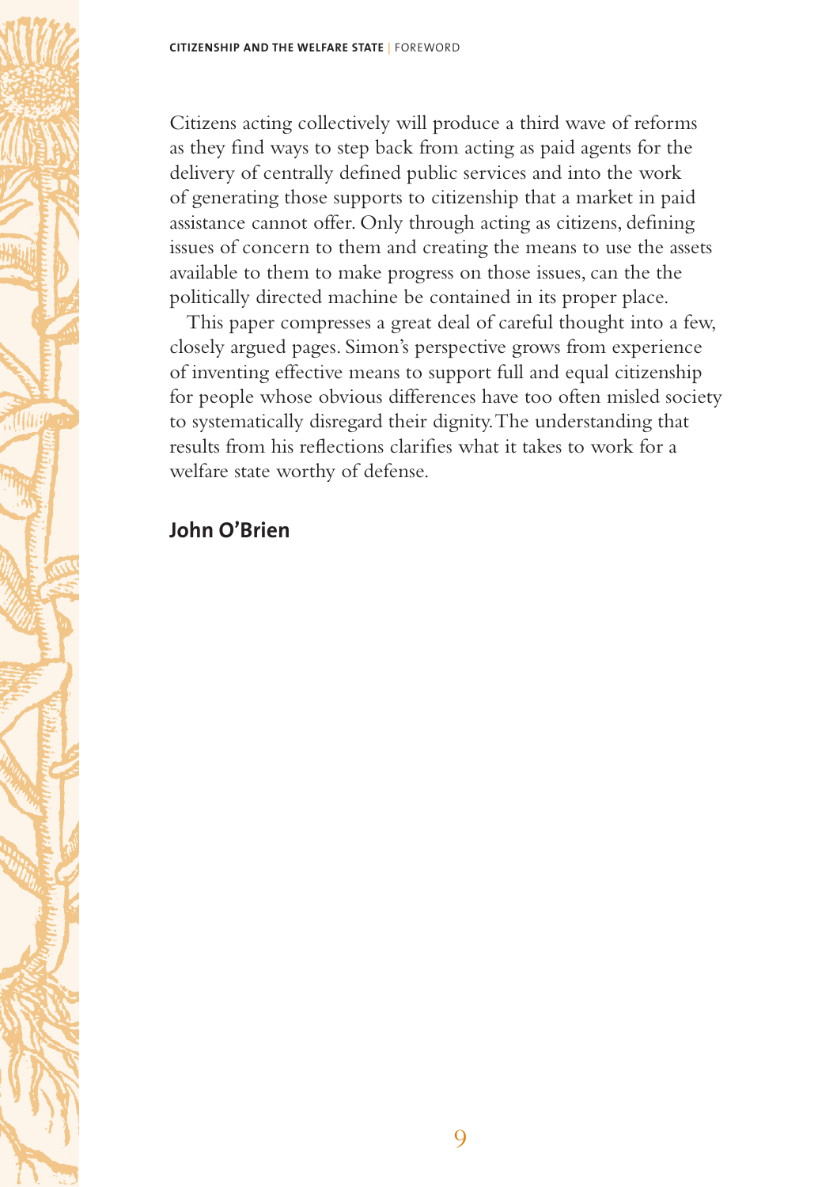Citizens acting collectively will produce a third wave of reforms as they find ways to step back from acting as paid agents for the delivery of centrally defined public services and into the work of generating those supports to citizenship that a market in paid assistance cannot offer. Only through acting as citizens, defining issues of concern to them and creating the means to use the assets available to them to make progress on those issues, can the the politically directed machine be contained in its proper place.

This paper compresses a great deal of careful thought into a few, closely argued pages. Simon's perspective grows from experience of inventing effective means to support full and equal citizenship for people whose obvious differences have too often misled society to systematically disregard their dignity. The understanding that results from his reflections clarifies what it takes to work for a welfare state worthy of defense.

**John O'Brien**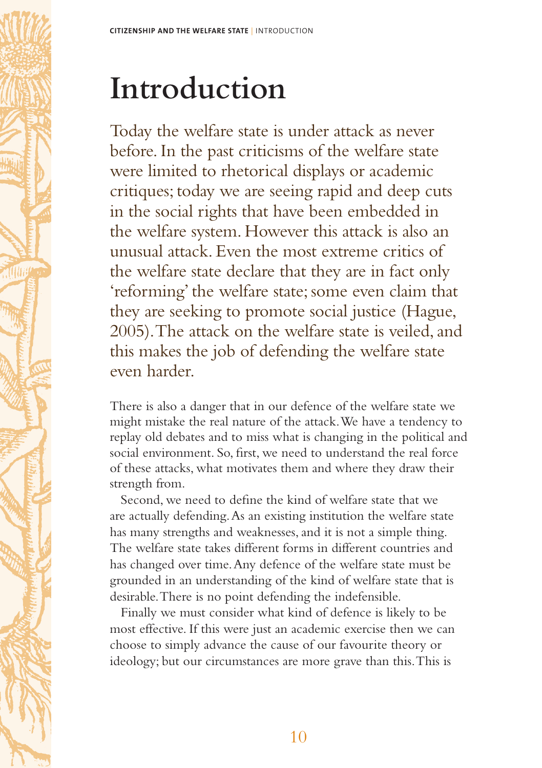# Introduction

Today the welfare state is under attack as never before. In the past criticisms of the welfare state were limited to rhetorical displays or academic critiques; today we are seeing rapid and deep cuts in the social rights that have been embedded in the welfare system. However this attack is also an unusual attack. Even the most extreme critics of the welfare state declare that they are in fact only 'reforming' the welfare state; some even claim that they are seeking to promote social justice (Hague, 2005). The attack on the welfare state is veiled, and this makes the job of defending the welfare state even harder.

There is also a danger that in our defence of the welfare state we might mistake the real nature of the attack. We have a tendency to replay old debates and to miss what is changing in the political and social environment. So, first, we need to understand the real force of these attacks, what motivates them and where they draw their strength from.

Second, we need to define the kind of welfare state that we are actually defending. As an existing institution the welfare state has many strengths and weaknesses, and it is not a simple thing. The welfare state takes different forms in different countries and has changed over time. Any defence of the welfare state must be grounded in an understanding of the kind of welfare state that is desirable. There is no point defending the indefensible.

Finally we must consider what kind of defence is likely to be most effective. If this were just an academic exercise then we can choose to simply advance the cause of our favourite theory or ideology; but our circumstances are more grave than this. This is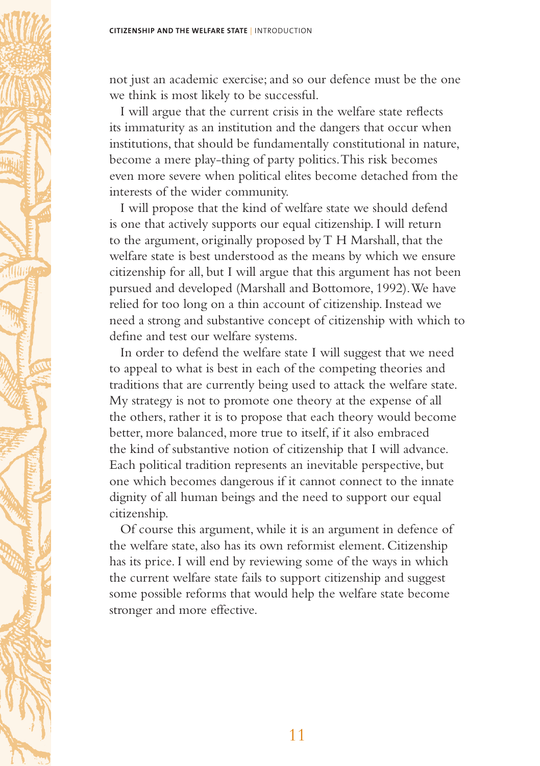not just an academic exercise; and so our defence must be the one we think is most likely to be successful.

I will argue that the current crisis in the welfare state reflects its immaturity as an institution and the dangers that occur when institutions, that should be fundamentally constitutional in nature, become a mere play-thing of party politics. This risk becomes even more severe when political elites become detached from the interests of the wider community.

I will propose that the kind of welfare state we should defend is one that actively supports our equal citizenship. I will return to the argument, originally proposed by T H Marshall, that the welfare state is best understood as the means by which we ensure citizenship for all, but I will argue that this argument has not been pursued and developed (Marshall and Bottomore, 1992). We have relied for too long on a thin account of citizenship. Instead we need a strong and substantive concept of citizenship with which to define and test our welfare systems.

In order to defend the welfare state I will suggest that we need to appeal to what is best in each of the competing theories and traditions that are currently being used to attack the welfare state. My strategy is not to promote one theory at the expense of all the others, rather it is to propose that each theory would become better, more balanced, more true to itself, if it also embraced the kind of substantive notion of citizenship that I will advance. Each political tradition represents an inevitable perspective, but one which becomes dangerous if it cannot connect to the innate dignity of all human beings and the need to support our equal citizenship.

Of course this argument, while it is an argument in defence of the welfare state, also has its own reformist element. Citizenship has its price. I will end by reviewing some of the ways in which the current welfare state fails to support citizenship and suggest some possible reforms that would help the welfare state become stronger and more effective.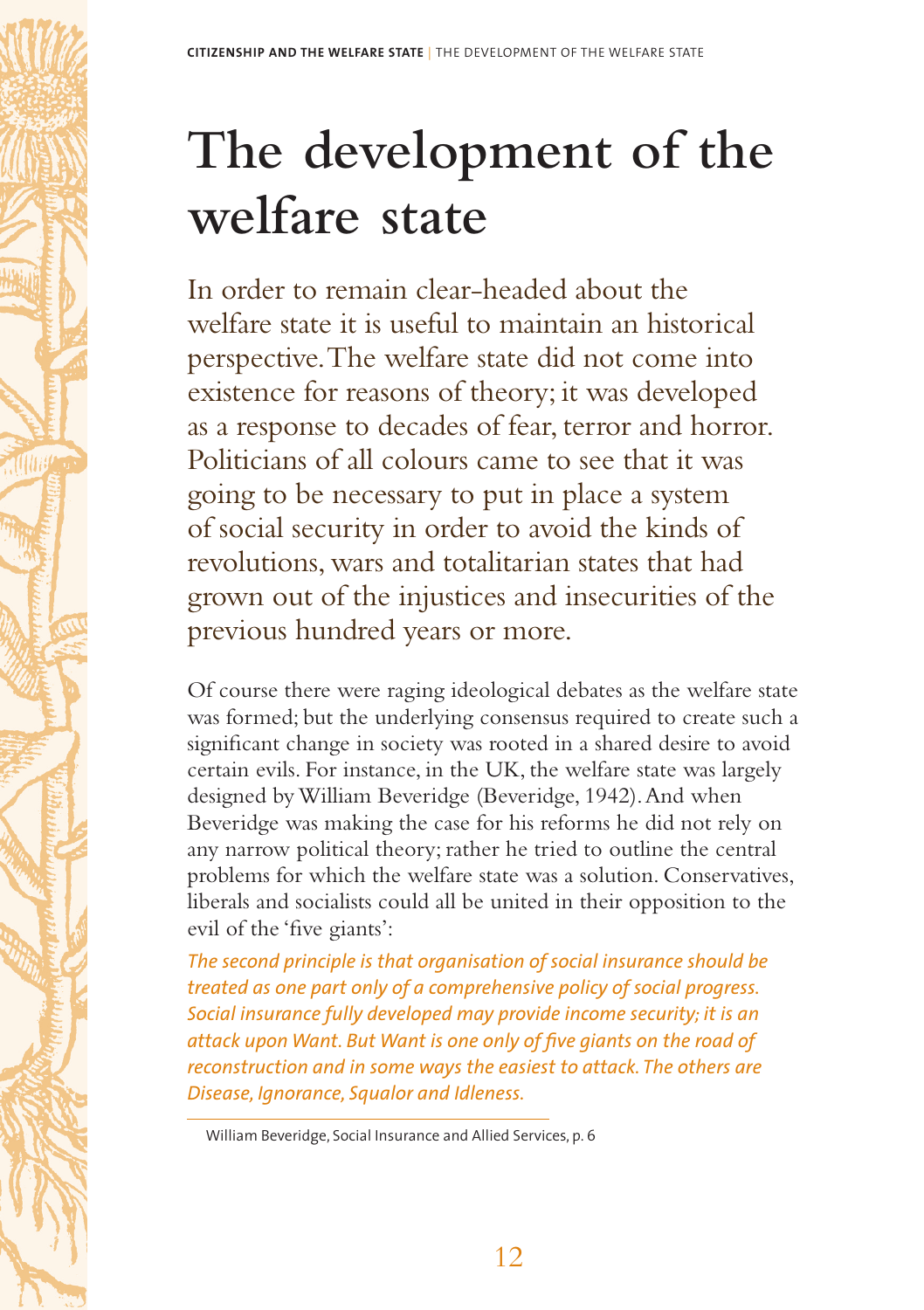# The development of the welfare state

In order to remain clear-headed about the welfare state it is useful to maintain an historical perspective. The welfare state did not come into existence for reasons of theory; it was developed as a response to decades of fear, terror and horror. Politicians of all colours came to see that it was going to be necessary to put in place a system of social security in order to avoid the kinds of revolutions, wars and totalitarian states that had grown out of the injustices and insecurities of the previous hundred years or more.

Of course there were raging ideological debates as the welfare state was formed; but the underlying consensus required to create such a significant change in society was rooted in a shared desire to avoid certain evils. For instance, in the UK, the welfare state was largely designed by William Beveridge (Beveridge, 1942). And when Beveridge was making the case for his reforms he did not rely on any narrow political theory; rather he tried to outline the central problems for which the welfare state was a solution. Conservatives, liberals and socialists could all be united in their opposition to the evil of the 'five giants':

*The second principle is that organisation of social insurance should be treated as one part only of a comprehensive policy of social progress. Social insurance fully developed may provide income security; it is an attack upon Want. But Want is one only of five giants on the road of reconstruction and in some ways the easiest to attack. The others are Disease, Ignorance, Squalor and Idleness.*

William Beveridge, Social Insurance and Allied Services, p. 6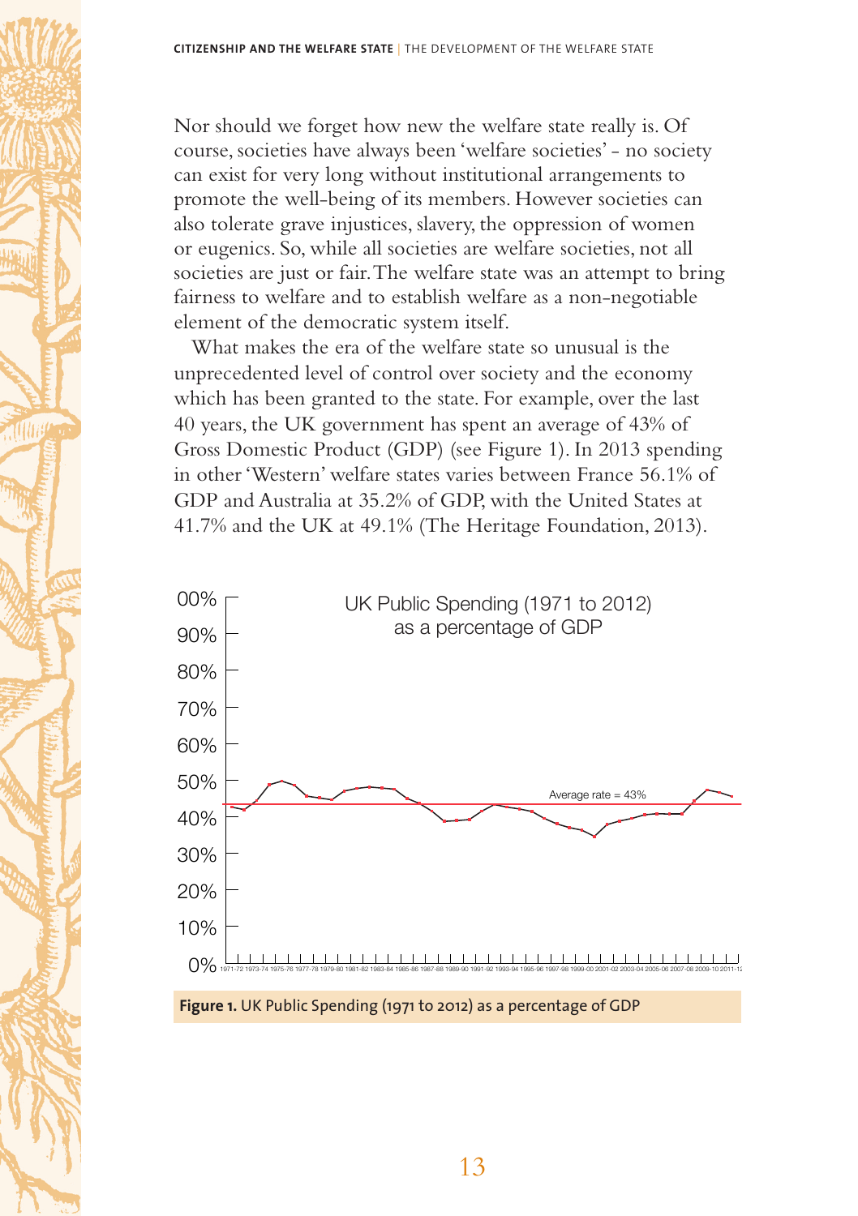Nor should we forget how new the welfare state really is. Of course, societies have always been 'welfare societies' - no society can exist for very long without institutional arrangements to promote the well-being of its members. However societies can also tolerate grave injustices, slavery, the oppression of women or eugenics. So, while all societies are welfare societies, not all societies are just or fair. The welfare state was an attempt to bring fairness to welfare and to establish welfare as a non-negotiable element of the democratic system itself.

What makes the era of the welfare state so unusual is the unprecedented level of control over society and the economy which has been granted to the state. For example, over the last 40 years, the UK government has spent an average of 43% of Gross Domestic Product (GDP) (see Figure 1). In 2013 spending in other 'Western' welfare states varies between France 56.1% of GDP and Australia at 35.2% of GDP, with the United States at 41.7% and the UK at 49.1% (The Heritage Foundation, 2013).

**Figure 1.** UK Public Spending (1971 to 2012) as a percentage of GDP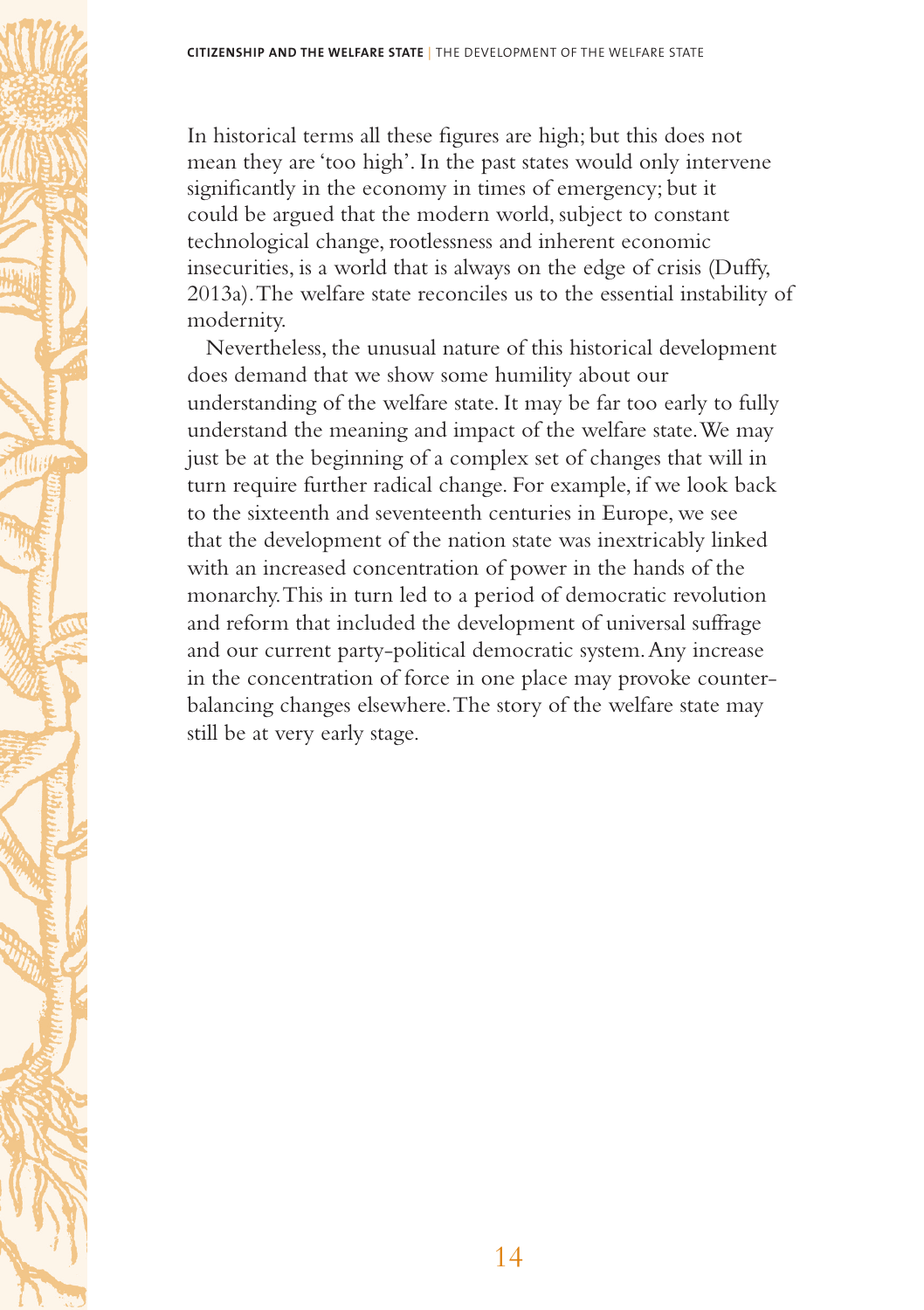In historical terms all these figures are high; but this does not mean they are 'too high'. In the past states would only intervene significantly in the economy in times of emergency; but it could be argued that the modern world, subject to constant technological change, rootlessness and inherent economic insecurities, is a world that is always on the edge of crisis (Duffy, 2013a). The welfare state reconciles us to the essential instability of modernity.

Nevertheless, the unusual nature of this historical development does demand that we show some humility about our understanding of the welfare state. It may be far too early to fully understand the meaning and impact of the welfare state. We may just be at the beginning of a complex set of changes that will in turn require further radical change. For example, if we look back to the sixteenth and seventeenth centuries in Europe, we see that the development of the nation state was inextricably linked with an increased concentration of power in the hands of the monarchy. This in turn led to a period of democratic revolution and reform that included the development of universal suffrage and our current party-political democratic system. Any increase in the concentration of force in one place may provoke counter-balancing changes elsewhere. The story of the welfare state may still be at very early stage.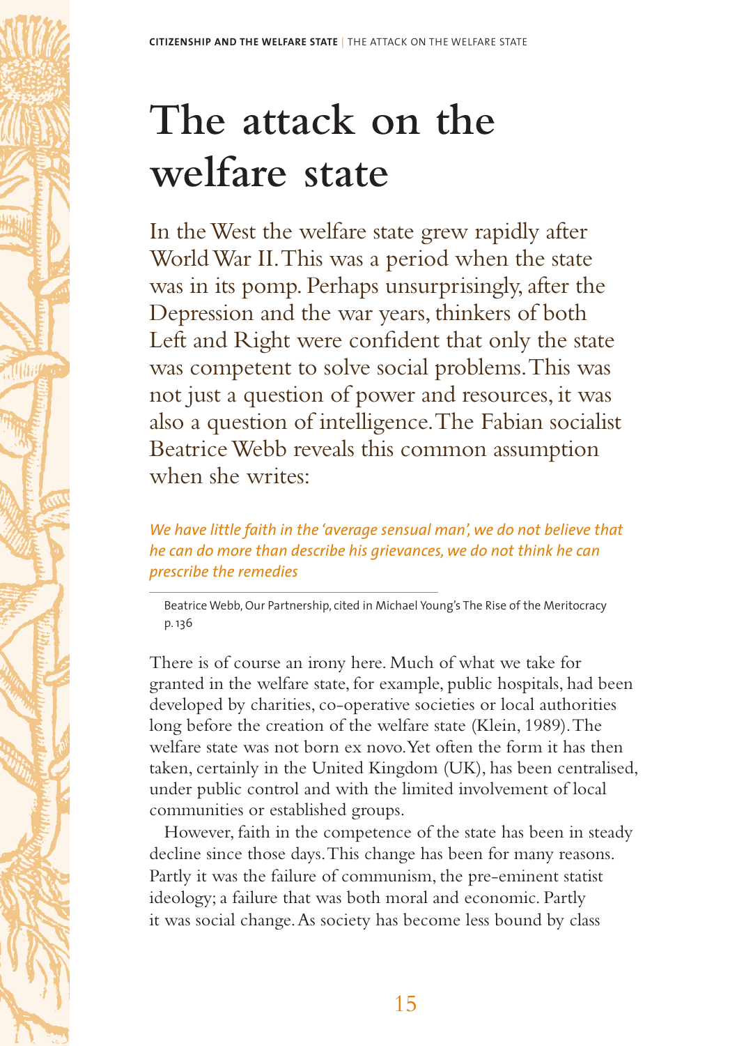# The attack on the welfare state

In the West the welfare state grew rapidly after World War II. This was a period when the state was in its pomp. Perhaps unsurprisingly, after the Depression and the war years, thinkers of both Left and Right were confident that only the state was competent to solve social problems. This was not just a question of power and resources, it was also a question of intelligence. The Fabian socialist Beatrice Webb reveals this common assumption when she writes:

*We have little faith in the 'average sensual man', we do not believe that he can do more than describe his grievances, we do not think he can prescribe the remedies*

Beatrice Webb, Our Partnership, cited in Michael Young's The Rise of the Meritocracy p. 136

There is of course an irony here. Much of what we take for granted in the welfare state, for example, public hospitals, had been developed by charities, co-operative societies or local authorities long before the creation of the welfare state (Klein, 1989). The welfare state was not born ex novo. Yet often the form it has then taken, certainly in the United Kingdom (UK), has been centralised, under public control and with the limited involvement of local communities or established groups.

However, faith in the competence of the state has been in steady decline since those days. This change has been for many reasons. Partly it was the failure of communism, the pre-eminent statist ideology; a failure that was both moral and economic. Partly it was social change. As society has become less bound by class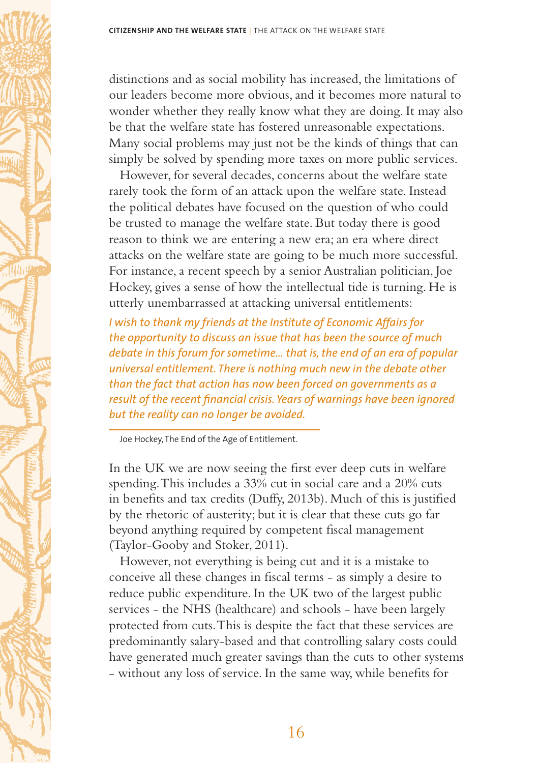distinctions and as social mobility has increased, the limitations of our leaders become more obvious, and it becomes more natural to wonder whether they really know what they are doing. It may also be that the welfare state has fostered unreasonable expectations. Many social problems may just not be the kinds of things that can simply be solved by spending more taxes on more public services.

However, for several decades, concerns about the welfare state rarely took the form of an attack upon the welfare state. Instead the political debates have focused on the question of who could be trusted to manage the welfare state. But today there is good reason to think we are entering a new era; an era where direct attacks on the welfare state are going to be much more successful. For instance, a recent speech by a senior Australian politician, Joe Hockey, gives a sense of how the intellectual tide is turning. He is utterly unembarrassed at attacking universal entitlements:

> *I wish to thank my friends at the Institute of Economic Affairs for the opportunity to discuss an issue that has been the source of much debate in this forum for sometime... that is, the end of an era of popular universal entitlement. There is nothing much new in the debate other than the fact that action has now been forced on governments as a result of the recent financial crisis. Years of warnings have been ignored but the reality can no longer be avoided.*
>
> Joe Hockey, The End of the Age of Entitlement.

In the UK we are now seeing the first ever deep cuts in welfare spending. This includes a 33% cut in social care and a 20% cuts in benefits and tax credits (Duffy, 2013b). Much of this is justified by the rhetoric of austerity; but it is clear that these cuts go far beyond anything required by competent fiscal management (Taylor-Gooby and Stoker, 2011).

However, not everything is being cut and it is a mistake to conceive all these changes in fiscal terms - as simply a desire to reduce public expenditure. In the UK two of the largest public services - the NHS (healthcare) and schools - have been largely protected from cuts. This is despite the fact that these services are predominantly salary-based and that controlling salary costs could have generated much greater savings than the cuts to other systems - without any loss of service. In the same way, while benefits for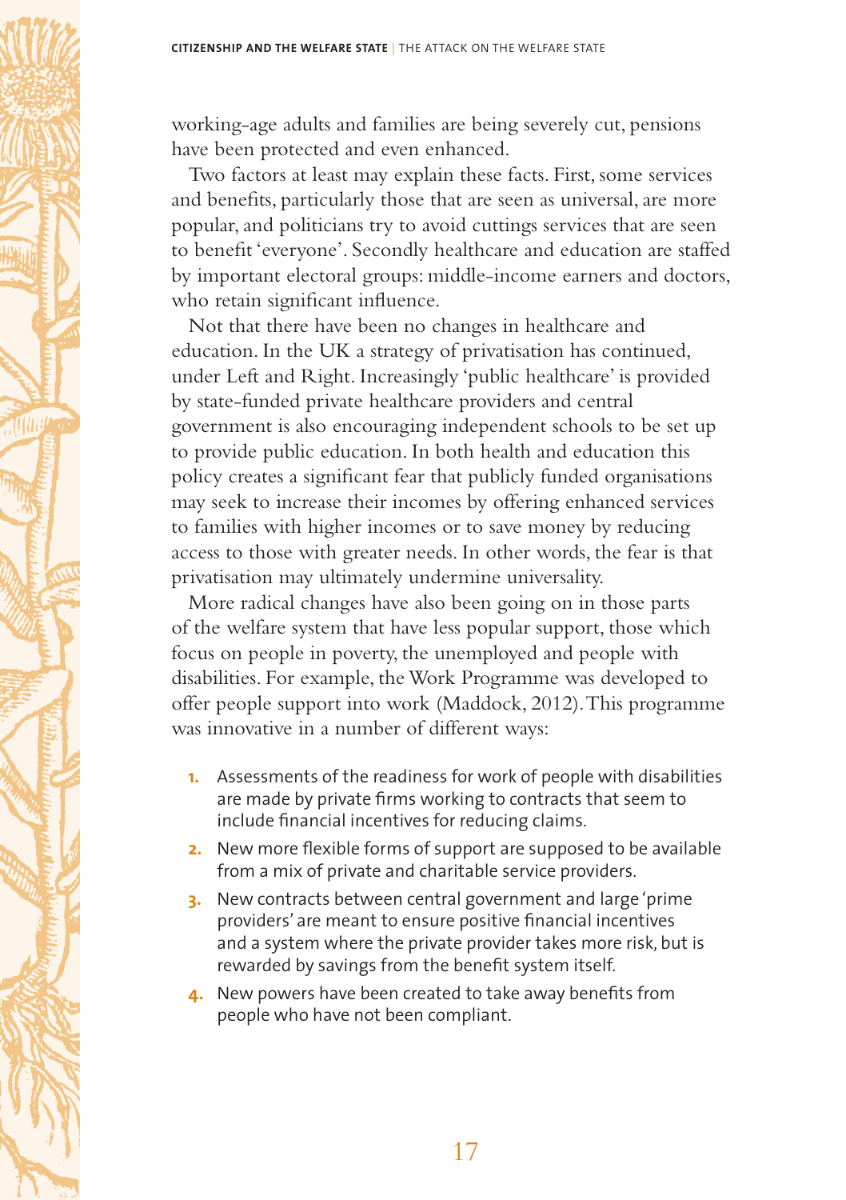working-age adults and families are being severely cut, pensions have been protected and even enhanced.

Two factors at least may explain these facts. First, some services and benefits, particularly those that are seen as universal, are more popular, and politicians try to avoid cuttings services that are seen to benefit 'everyone'. Secondly healthcare and education are staffed by important electoral groups: middle-income earners and doctors, who retain significant influence.

Not that there have been no changes in healthcare and education. In the UK a strategy of privatisation has continued, under Left and Right. Increasingly 'public healthcare' is provided by state-funded private healthcare providers and central government is also encouraging independent schools to be set up to provide public education. In both health and education this policy creates a significant fear that publicly funded organisations may seek to increase their incomes by offering enhanced services to families with higher incomes or to save money by reducing access to those with greater needs. In other words, the fear is that privatisation may ultimately undermine universality.

More radical changes have also been going on in those parts of the welfare system that have less popular support, those which focus on people in poverty, the unemployed and people with disabilities. For example, the Work Programme was developed to offer people support into work (Maddock, 2012). This programme was innovative in a number of different ways:

1. Assessments of the readiness for work of people with disabilities are made by private firms working to contracts that seem to include financial incentives for reducing claims.
2. New more flexible forms of support are supposed to be available from a mix of private and charitable service providers.
3. New contracts between central government and large 'prime providers' are meant to ensure positive financial incentives and a system where the private provider takes more risk, but is rewarded by savings from the benefit system itself.
4. New powers have been created to take away benefits from people who have not been compliant.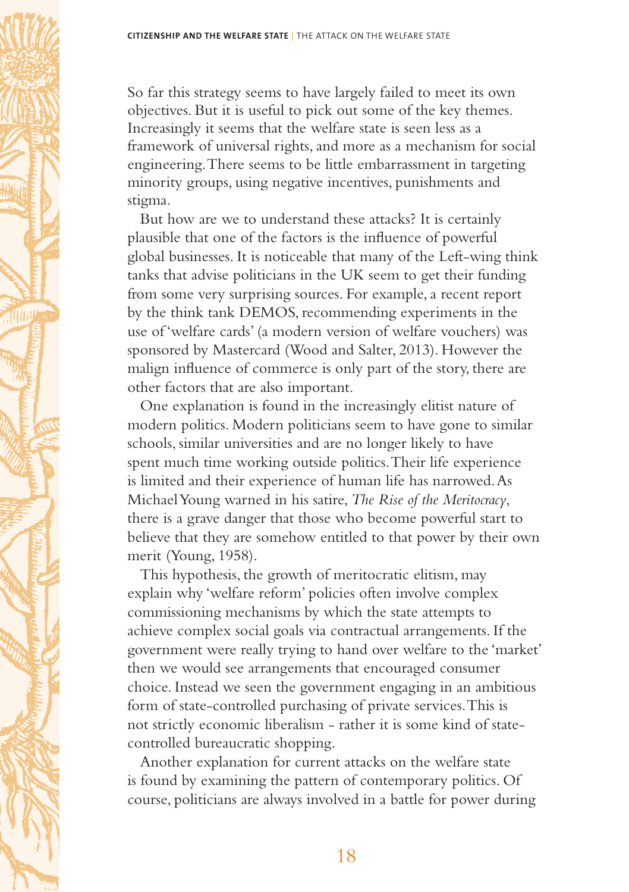So far this strategy seems to have largely failed to meet its own objectives. But it is useful to pick out some of the key themes. Increasingly it seems that the welfare state is seen less as a framework of universal rights, and more as a mechanism for social engineering. There seems to be little embarrassment in targeting minority groups, using negative incentives, punishments and stigma.

But how are we to understand these attacks? It is certainly plausible that one of the factors is the influence of powerful global businesses. It is noticeable that many of the Left-wing think tanks that advise politicians in the UK seem to get their funding from some very surprising sources. For example, a recent report by the think tank DEMOS, recommending experiments in the use of 'welfare cards' (a modern version of welfare vouchers) was sponsored by Mastercard (Wood and Salter, 2013). However the malign influence of commerce is only part of the story, there are other factors that are also important.

One explanation is found in the increasingly elitist nature of modern politics. Modern politicians seem to have gone to similar schools, similar universities and are no longer likely to have spent much time working outside politics. Their life experience is limited and their experience of human life has narrowed. As Michael Young warned in his satire, *The Rise of the Meritocracy*, there is a grave danger that those who become powerful start to believe that they are somehow entitled to that power by their own merit (Young, 1958).

This hypothesis, the growth of meritocratic elitism, may explain why 'welfare reform' policies often involve complex commissioning mechanisms by which the state attempts to achieve complex social goals via contractual arrangements. If the government were really trying to hand over welfare to the 'market' then we would see arrangements that encouraged consumer choice. Instead we seen the government engaging in an ambitious form of state-controlled purchasing of private services. This is not strictly economic liberalism - rather it is some kind of state-controlled bureaucratic shopping.

Another explanation for current attacks on the welfare state is found by examining the pattern of contemporary politics. Of course, politicians are always involved in a battle for power during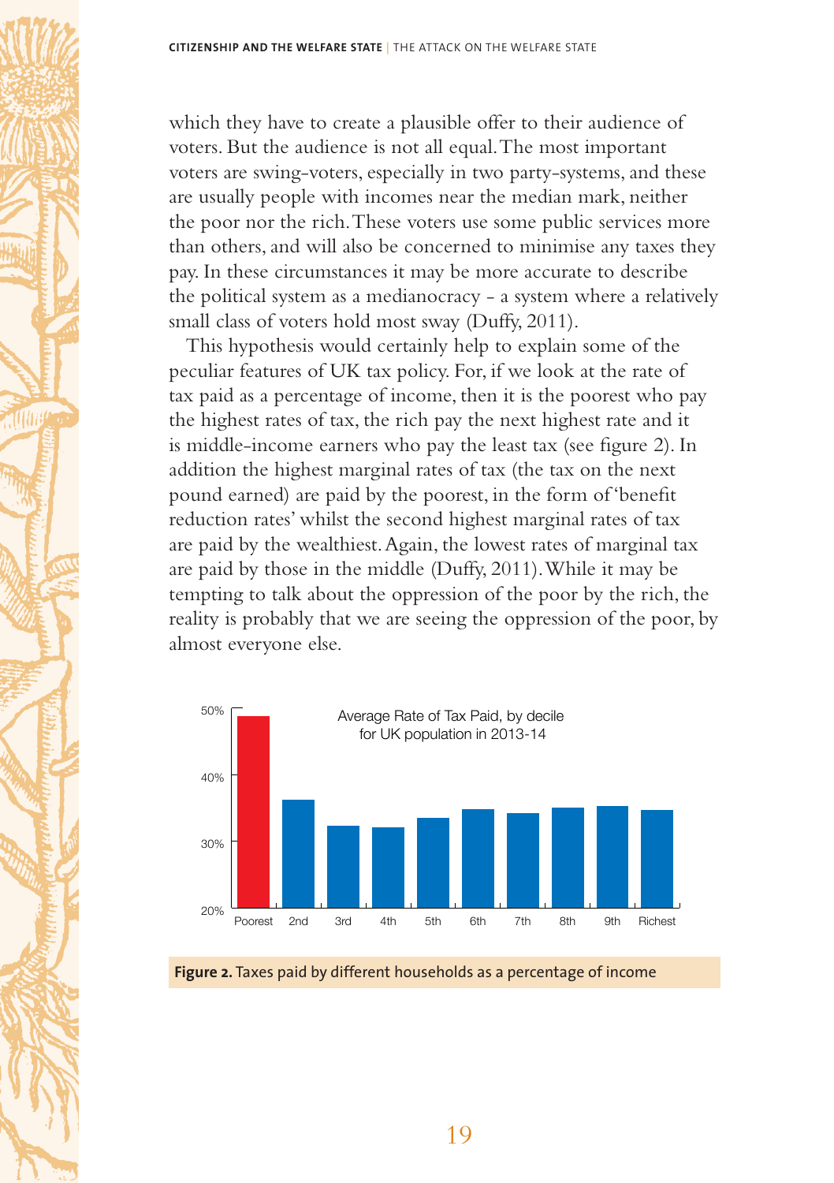which they have to create a plausible offer to their audience of voters. But the audience is not all equal. The most important voters are swing-voters, especially in two party-systems, and these are usually people with incomes near the median mark, neither the poor nor the rich. These voters use some public services more than others, and will also be concerned to minimise any taxes they pay. In these circumstances it may be more accurate to describe the political system as a medianocracy - a system where a relatively small class of voters hold most sway (Duffy, 2011).

This hypothesis would certainly help to explain some of the peculiar features of UK tax policy. For, if we look at the rate of tax paid as a percentage of income, then it is the poorest who pay the highest rates of tax, the rich pay the next highest rate and it is middle-income earners who pay the least tax (see figure 2). In addition the highest marginal rates of tax (the tax on the next pound earned) are paid by the poorest, in the form of 'benefit reduction rates' whilst the second highest marginal rates of tax are paid by the wealthiest. Again, the lowest rates of marginal tax are paid by those in the middle (Duffy, 2011). While it may be tempting to talk about the oppression of the poor by the rich, the reality is probably that we are seeing the oppression of the poor, by almost everyone else.

Average Rate of Tax Paid, by decile for UK population in 2013-14

**Figure 2.** Taxes paid by different households as a percentage of income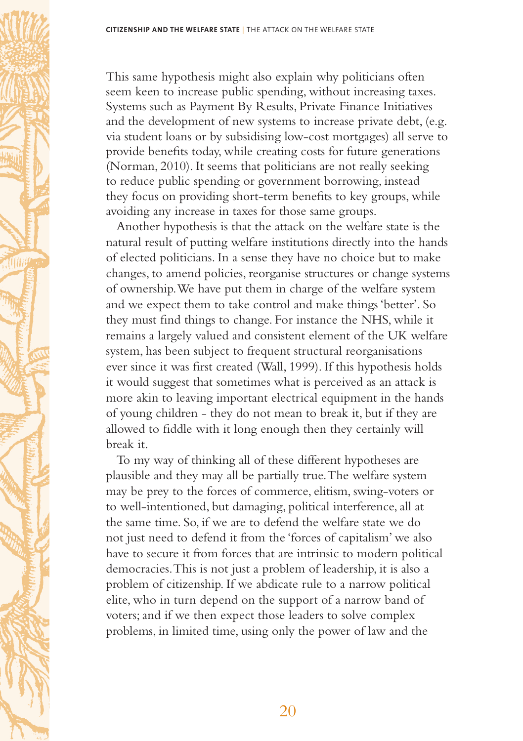This same hypothesis might also explain why politicians often seem keen to increase public spending, without increasing taxes. Systems such as Payment By Results, Private Finance Initiatives and the development of new systems to increase private debt, (e.g. via student loans or by subsidising low-cost mortgages) all serve to provide benefits today, while creating costs for future generations (Norman, 2010). It seems that politicians are not really seeking to reduce public spending or government borrowing, instead they focus on providing short-term benefits to key groups, while avoiding any increase in taxes for those same groups.

Another hypothesis is that the attack on the welfare state is the natural result of putting welfare institutions directly into the hands of elected politicians. In a sense they have no choice but to make changes, to amend policies, reorganise structures or change systems of ownership. We have put them in charge of the welfare system and we expect them to take control and make things 'better'. So they must find things to change. For instance the NHS, while it remains a largely valued and consistent element of the UK welfare system, has been subject to frequent structural reorganisations ever since it was first created (Wall, 1999). If this hypothesis holds it would suggest that sometimes what is perceived as an attack is more akin to leaving important electrical equipment in the hands of young children - they do not mean to break it, but if they are allowed to fiddle with it long enough then they certainly will break it.

To my way of thinking all of these different hypotheses are plausible and they may all be partially true. The welfare system may be prey to the forces of commerce, elitism, swing-voters or to well-intentioned, but damaging, political interference, all at the same time. So, if we are to defend the welfare state we do not just need to defend it from the 'forces of capitalism' we also have to secure it from forces that are intrinsic to modern political democracies. This is not just a problem of leadership, it is also a problem of citizenship. If we abdicate rule to a narrow political elite, who in turn depend on the support of a narrow band of voters; and if we then expect those leaders to solve complex problems, in limited time, using only the power of law and the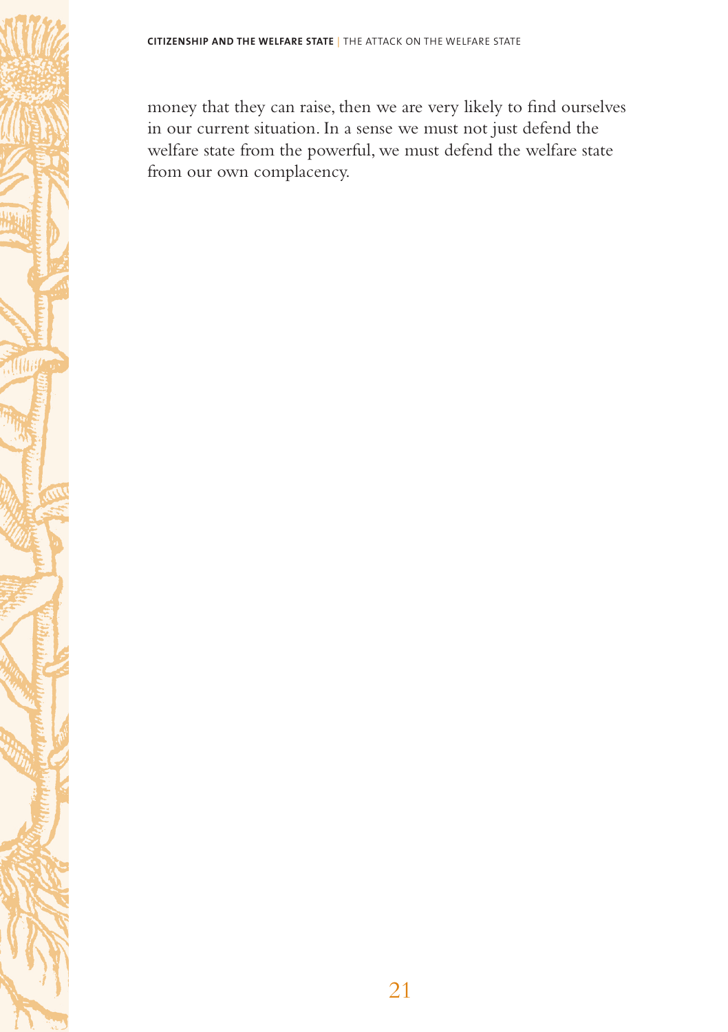money that they can raise, then we are very likely to find ourselves in our current situation. In a sense we must not just defend the welfare state from the powerful, we must defend the welfare state from our own complacency.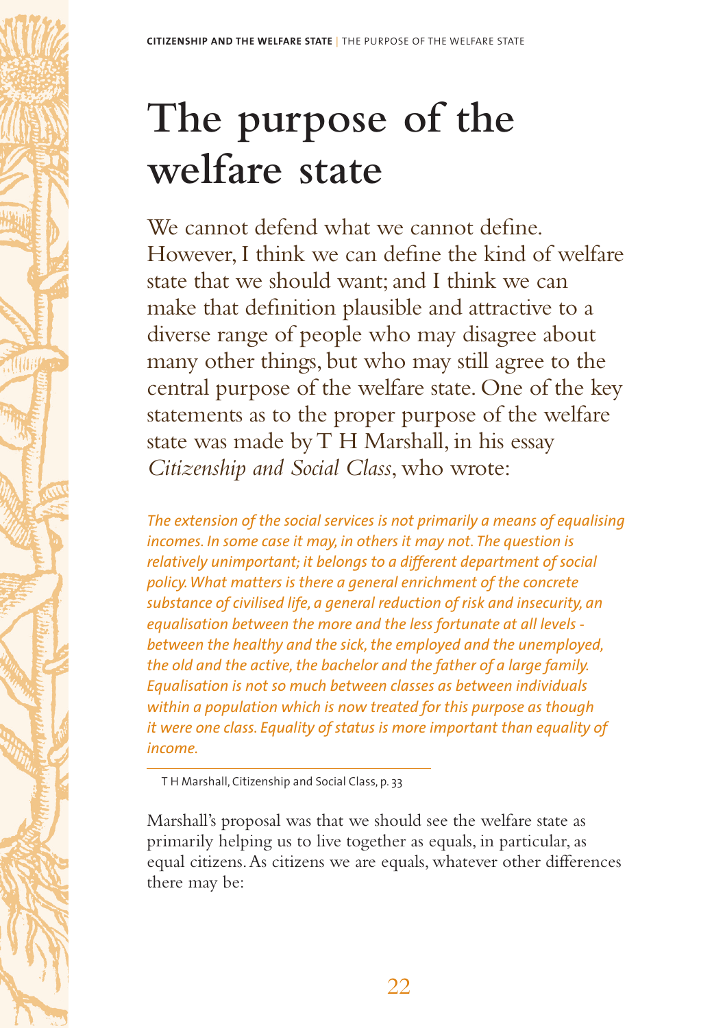# The purpose of the welfare state

We cannot defend what we cannot define. However, I think we can define the kind of welfare state that we should want; and I think we can make that definition plausible and attractive to a diverse range of people who may disagree about many other things, but who may still agree to the central purpose of the welfare state. One of the key statements as to the proper purpose of the welfare state was made by T H Marshall, in his essay *Citizenship and Social Class*, who wrote:

> *The extension of the social services is not primarily a means of equalising incomes. In some case it may, in others it may not. The question is relatively unimportant; it belongs to a different department of social policy. What matters is there a general enrichment of the concrete substance of civilised life, a general reduction of risk and insecurity, an equalisation between the more and the less fortunate at all levels - between the healthy and the sick, the employed and the unemployed, the old and the active, the bachelor and the father of a large family. Equalisation is not so much between classes as between individuals within a population which is now treated for this purpose as though it were one class. Equality of status is more important than equality of income.*

T H Marshall, Citizenship and Social Class, p. 33

Marshall's proposal was that we should see the welfare state as primarily helping us to live together as equals, in particular, as equal citizens. As citizens we are equals, whatever other differences there may be: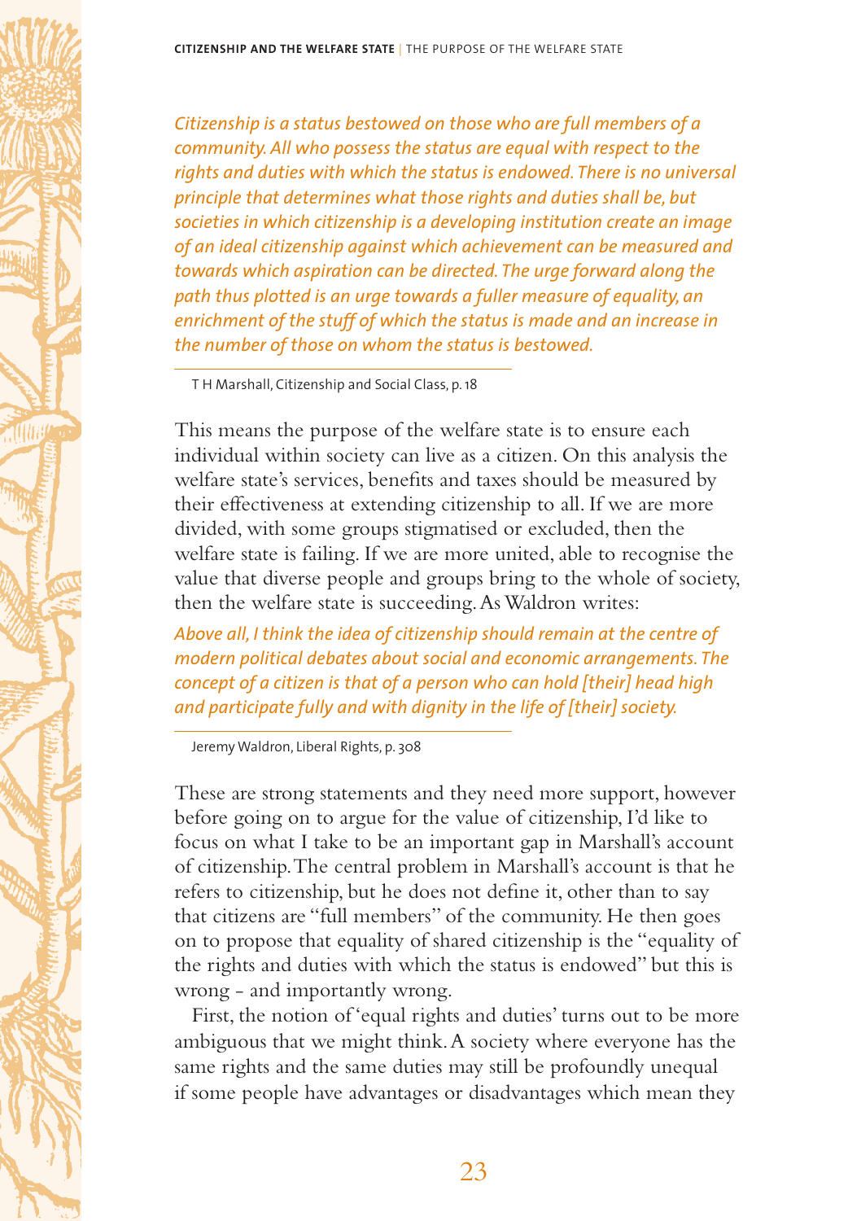*Citizenship is a status bestowed on those who are full members of a community. All who possess the status are equal with respect to the rights and duties with which the status is endowed. There is no universal principle that determines what those rights and duties shall be, but societies in which citizenship is a developing institution create an image of an ideal citizenship against which achievement can be measured and towards which aspiration can be directed. The urge forward along the path thus plotted is an urge towards a fuller measure of equality, an enrichment of the stuff of which the status is made and an increase in the number of those on whom the status is bestowed.*

T H Marshall, Citizenship and Social Class, p. 18

This means the purpose of the welfare state is to ensure each individual within society can live as a citizen. On this analysis the welfare state's services, benefits and taxes should be measured by their effectiveness at extending citizenship to all. If we are more divided, with some groups stigmatised or excluded, then the welfare state is failing. If we are more united, able to recognise the value that diverse people and groups bring to the whole of society, then the welfare state is succeeding. As Waldron writes:

*Above all, I think the idea of citizenship should remain at the centre of modern political debates about social and economic arrangements. The concept of a citizen is that of a person who can hold [their] head high and participate fully and with dignity in the life of [their] society.*

Jeremy Waldron, Liberal Rights, p. 308

These are strong statements and they need more support, however before going on to argue for the value of citizenship, I'd like to focus on what I take to be an important gap in Marshall's account of citizenship. The central problem in Marshall's account is that he refers to citizenship, but he does not define it, other than to say that citizens are "full members" of the community. He then goes on to propose that equality of shared citizenship is the "equality of the rights and duties with which the status is endowed" but this is wrong - and importantly wrong.

First, the notion of 'equal rights and duties' turns out to be more ambiguous that we might think. A society where everyone has the same rights and the same duties may still be profoundly unequal if some people have advantages or disadvantages which mean they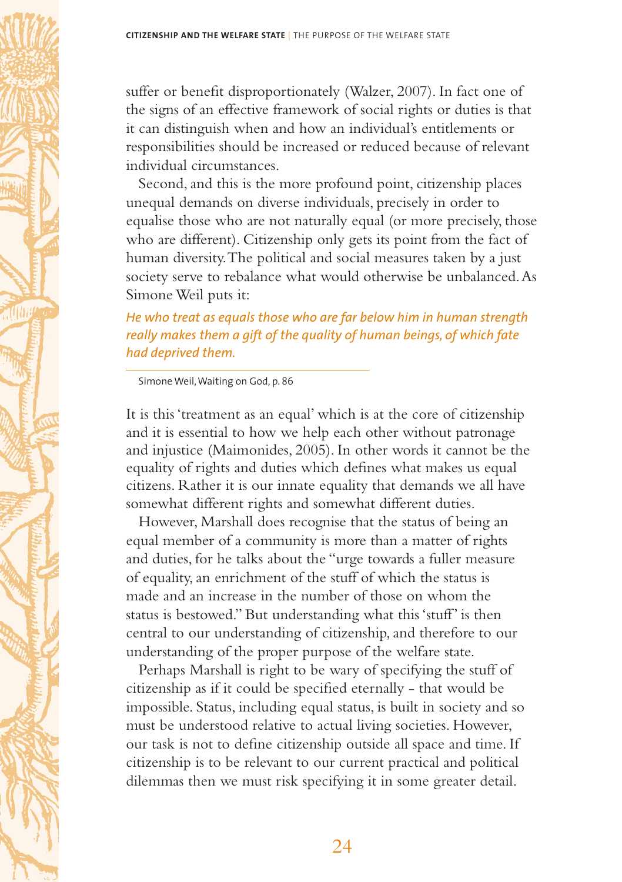suffer or benefit disproportionately (Walzer, 2007). In fact one of the signs of an effective framework of social rights or duties is that it can distinguish when and how an individual's entitlements or responsibilities should be increased or reduced because of relevant individual circumstances.

Second, and this is the more profound point, citizenship places unequal demands on diverse individuals, precisely in order to equalise those who are not naturally equal (or more precisely, those who are different). Citizenship only gets its point from the fact of human diversity. The political and social measures taken by a just society serve to rebalance what would otherwise be unbalanced. As Simone Weil puts it:

*He who treat as equals those who are far below him in human strength really makes them a gift of the quality of human beings, of which fate had deprived them.*

Simone Weil, Waiting on God, p. 86

It is this 'treatment as an equal' which is at the core of citizenship and it is essential to how we help each other without patronage and injustice (Maimonides, 2005). In other words it cannot be the equality of rights and duties which defines what makes us equal citizens. Rather it is our innate equality that demands we all have somewhat different rights and somewhat different duties.

However, Marshall does recognise that the status of being an equal member of a community is more than a matter of rights and duties, for he talks about the "urge towards a fuller measure of equality, an enrichment of the stuff of which the status is made and an increase in the number of those on whom the status is bestowed." But understanding what this 'stuff' is then central to our understanding of citizenship, and therefore to our understanding of the proper purpose of the welfare state.

Perhaps Marshall is right to be wary of specifying the stuff of citizenship as if it could be specified eternally - that would be impossible. Status, including equal status, is built in society and so must be understood relative to actual living societies. However, our task is not to define citizenship outside all space and time. If citizenship is to be relevant to our current practical and political dilemmas then we must risk specifying it in some greater detail.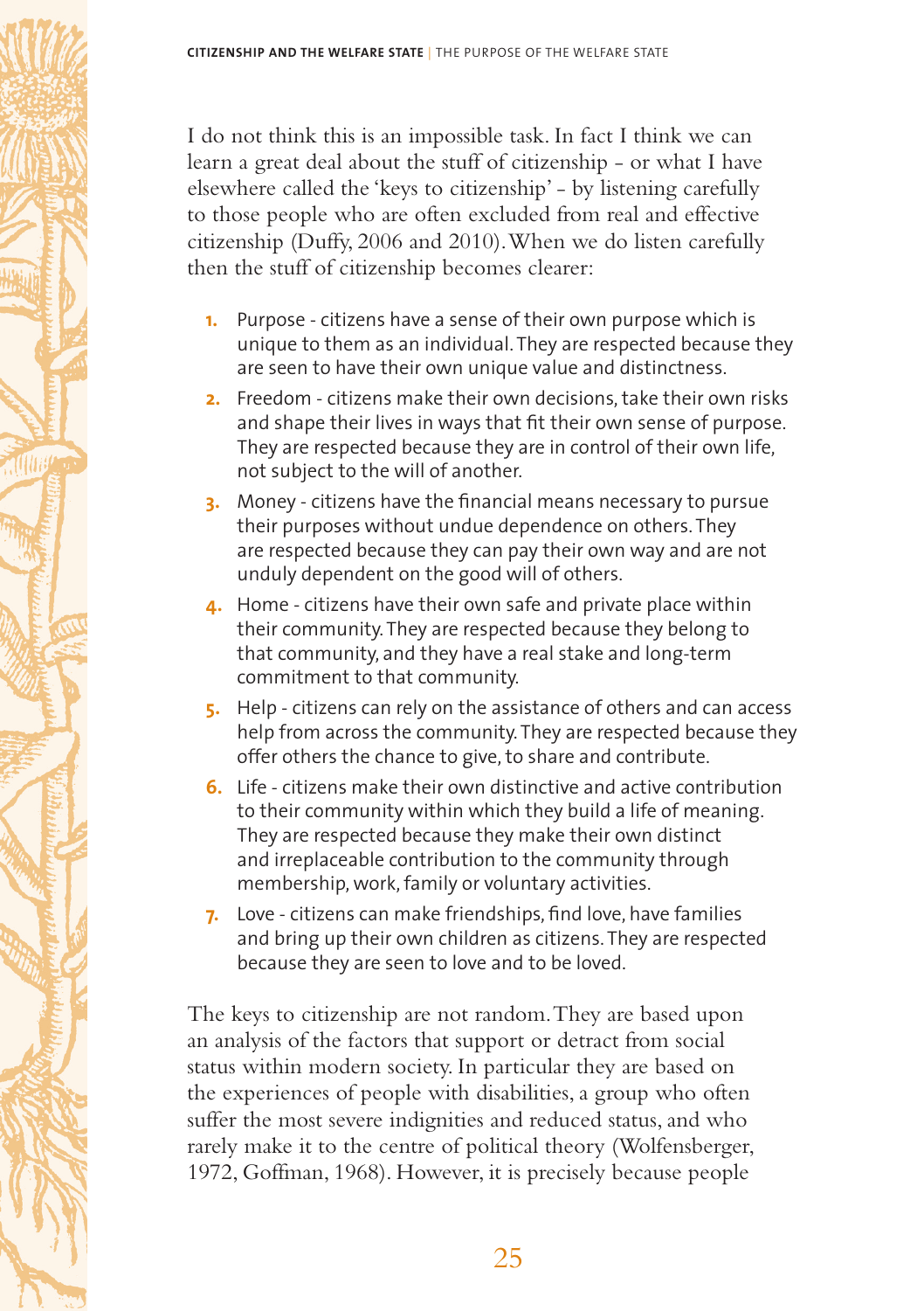I do not think this is an impossible task. In fact I think we can learn a great deal about the stuff of citizenship - or what I have elsewhere called the 'keys to citizenship' - by listening carefully to those people who are often excluded from real and effective citizenship (Duffy, 2006 and 2010). When we do listen carefully then the stuff of citizenship becomes clearer:

1. Purpose - citizens have a sense of their own purpose which is unique to them as an individual. They are respected because they are seen to have their own unique value and distinctness.
2. Freedom - citizens make their own decisions, take their own risks and shape their lives in ways that fit their own sense of purpose. They are respected because they are in control of their own life, not subject to the will of another.
3. Money - citizens have the financial means necessary to pursue their purposes without undue dependence on others. They are respected because they can pay their own way and are not unduly dependent on the good will of others.
4. Home - citizens have their own safe and private place within their community. They are respected because they belong to that community, and they have a real stake and long-term commitment to that community.
5. Help - citizens can rely on the assistance of others and can access help from across the community. They are respected because they offer others the chance to give, to share and contribute.
6. Life - citizens make their own distinctive and active contribution to their community within which they build a life of meaning. They are respected because they make their own distinct and irreplaceable contribution to the community through membership, work, family or voluntary activities.
7. Love - citizens can make friendships, find love, have families and bring up their own children as citizens. They are respected because they are seen to love and to be loved.

The keys to citizenship are not random. They are based upon an analysis of the factors that support or detract from social status within modern society. In particular they are based on the experiences of people with disabilities, a group who often suffer the most severe indignities and reduced status, and who rarely make it to the centre of political theory (Wolfensberger, 1972, Goffman, 1968). However, it is precisely because people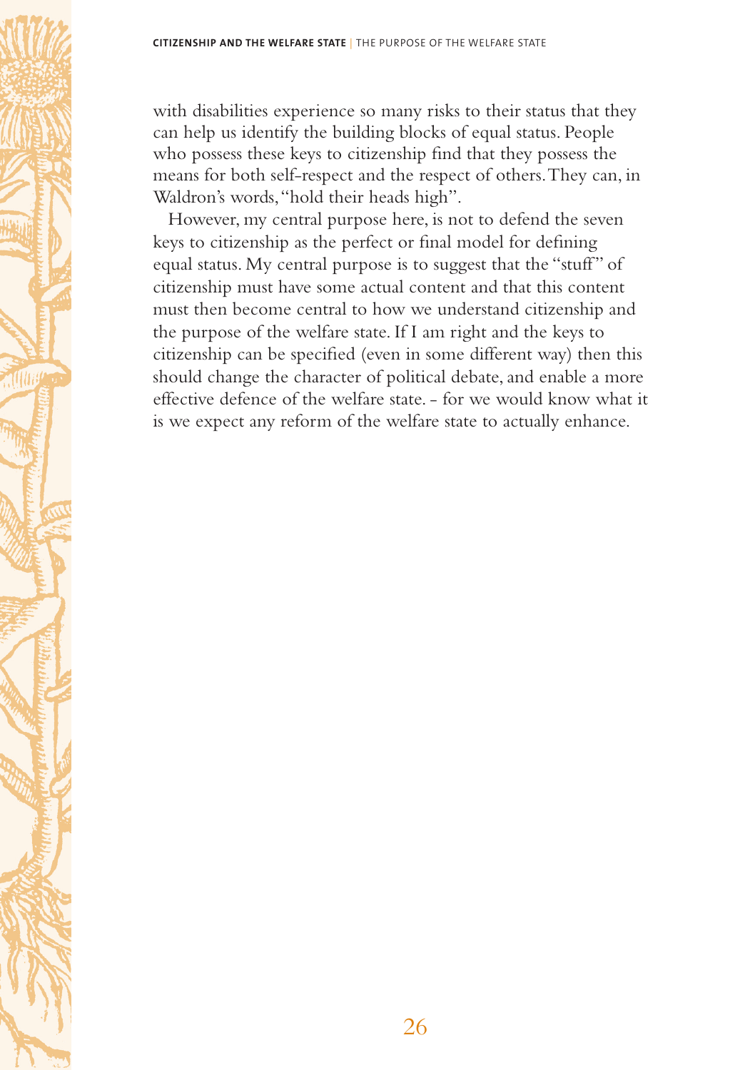with disabilities experience so many risks to their status that they can help us identify the building blocks of equal status. People who possess these keys to citizenship find that they possess the means for both self-respect and the respect of others. They can, in Waldron's words, "hold their heads high".

However, my central purpose here, is not to defend the seven keys to citizenship as the perfect or final model for defining equal status. My central purpose is to suggest that the "stuff" of citizenship must have some actual content and that this content must then become central to how we understand citizenship and the purpose of the welfare state. If I am right and the keys to citizenship can be specified (even in some different way) then this should change the character of political debate, and enable a more effective defence of the welfare state. - for we would know what it is we expect any reform of the welfare state to actually enhance.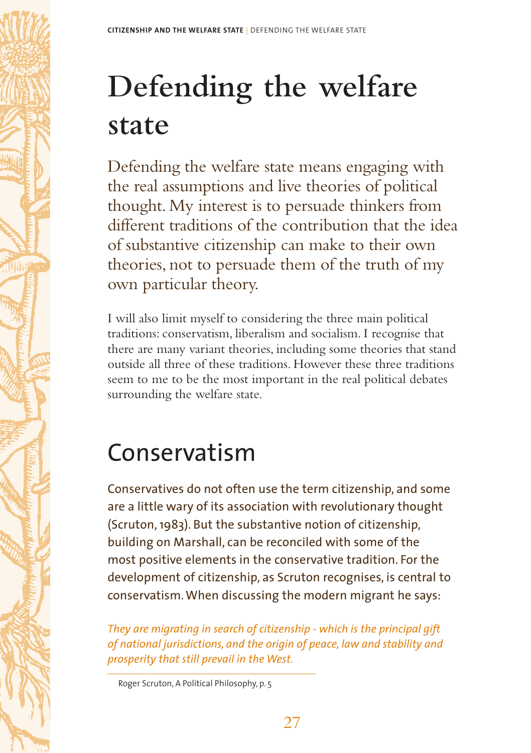# Defending the welfare state

Defending the welfare state means engaging with the real assumptions and live theories of political thought. My interest is to persuade thinkers from different traditions of the contribution that the idea of substantive citizenship can make to their own theories, not to persuade them of the truth of my own particular theory.

I will also limit myself to considering the three main political traditions: conservatism, liberalism and socialism. I recognise that there are many variant theories, including some theories that stand outside all three of these traditions. However these three traditions seem to me to be the most important in the real political debates surrounding the welfare state.

## Conservatism

Conservatives do not often use the term citizenship, and some are a little wary of its association with revolutionary thought (Scruton, 1983). But the substantive notion of citizenship, building on Marshall, can be reconciled with some of the most positive elements in the conservative tradition. For the development of citizenship, as Scruton recognises, is central to conservatism. When discussing the modern migrant he says:

> *They are migrating in search of citizenship - which is the principal gift of national jurisdictions, and the origin of peace, law and stability and prosperity that still prevail in the West.*
>
> Roger Scruton, A Political Philosophy, p. 5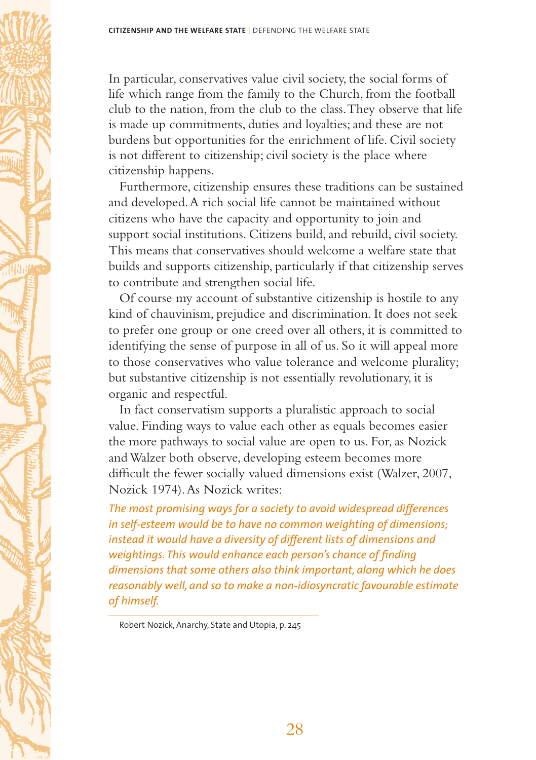In particular, conservatives value civil society, the social forms of life which range from the family to the Church, from the football club to the nation, from the club to the class. They observe that life is made up commitments, duties and loyalties; and these are not burdens but opportunities for the enrichment of life. Civil society is not different to citizenship; civil society is the place where citizenship happens.

Furthermore, citizenship ensures these traditions can be sustained and developed. A rich social life cannot be maintained without citizens who have the capacity and opportunity to join and support social institutions. Citizens build, and rebuild, civil society. This means that conservatives should welcome a welfare state that builds and supports citizenship, particularly if that citizenship serves to contribute and strengthen social life.

Of course my account of substantive citizenship is hostile to any kind of chauvinism, prejudice and discrimination. It does not seek to prefer one group or one creed over all others, it is committed to identifying the sense of purpose in all of us. So it will appeal more to those conservatives who value tolerance and welcome plurality; but substantive citizenship is not essentially revolutionary, it is organic and respectful.

In fact conservatism supports a pluralistic approach to social value. Finding ways to value each other as equals becomes easier the more pathways to social value are open to us. For, as Nozick and Walzer both observe, developing esteem becomes more difficult the fewer socially valued dimensions exist (Walzer, 2007, Nozick 1974). As Nozick writes:

*The most promising ways for a society to avoid widespread differences in self-esteem would be to have no common weighting of dimensions; instead it would have a diversity of different lists of dimensions and weightings. This would enhance each person's chance of finding dimensions that some others also think important, along which he does reasonably well, and so to make a non-idiosyncratic favourable estimate of himself.*

Robert Nozick, Anarchy, State and Utopia, p. 245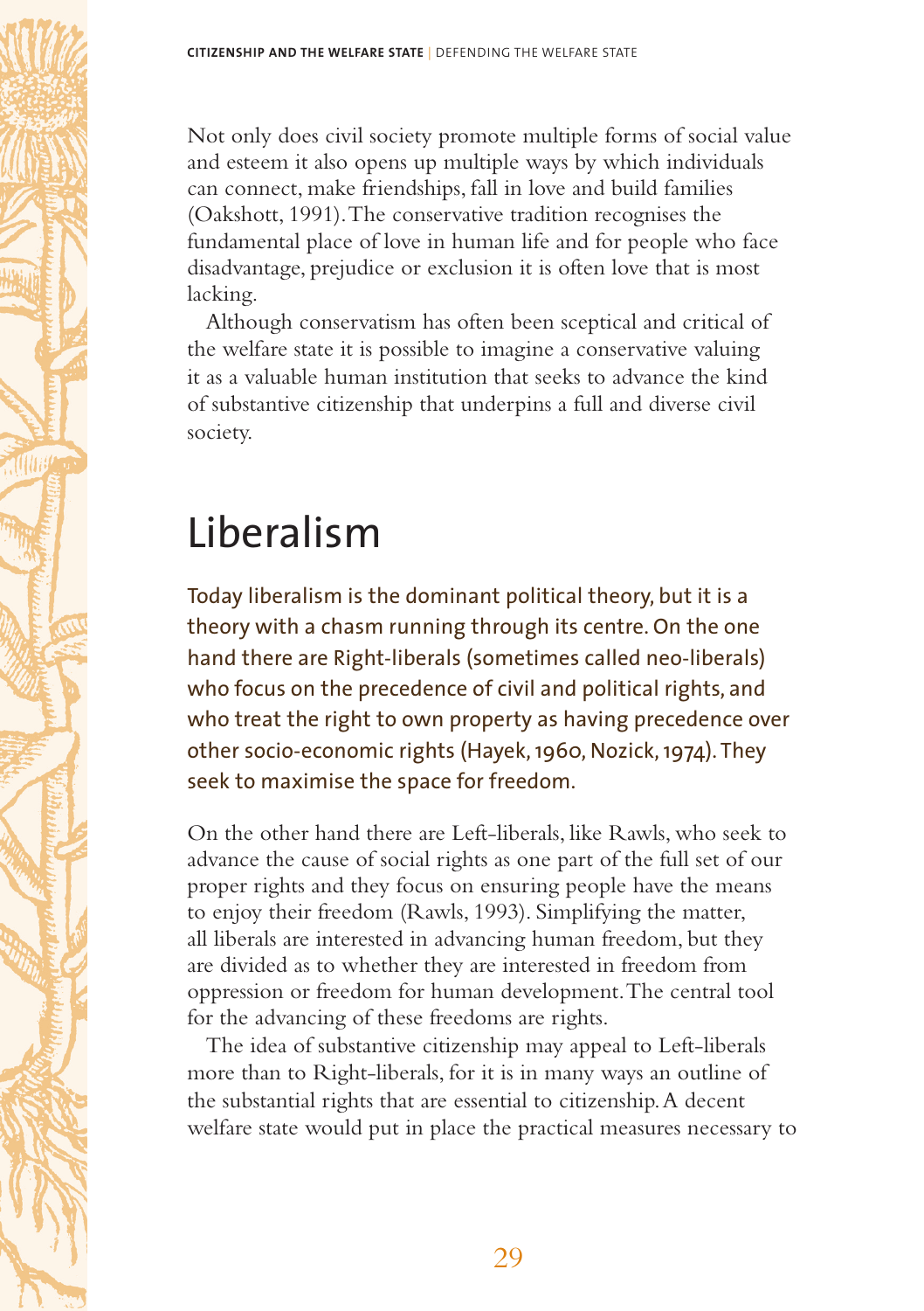Not only does civil society promote multiple forms of social value and esteem it also opens up multiple ways by which individuals can connect, make friendships, fall in love and build families (Oakshott, 1991). The conservative tradition recognises the fundamental place of love in human life and for people who face disadvantage, prejudice or exclusion it is often love that is most lacking.

Although conservatism has often been sceptical and critical of the welfare state it is possible to imagine a conservative valuing it as a valuable human institution that seeks to advance the kind of substantive citizenship that underpins a full and diverse civil society.

## Liberalism

Today liberalism is the dominant political theory, but it is a theory with a chasm running through its centre. On the one hand there are Right-liberals (sometimes called neo-liberals) who focus on the precedence of civil and political rights, and who treat the right to own property as having precedence over other socio-economic rights (Hayek, 1960, Nozick, 1974). They seek to maximise the space for freedom.

On the other hand there are Left-liberals, like Rawls, who seek to advance the cause of social rights as one part of the full set of our proper rights and they focus on ensuring people have the means to enjoy their freedom (Rawls, 1993). Simplifying the matter, all liberals are interested in advancing human freedom, but they are divided as to whether they are interested in freedom from oppression or freedom for human development. The central tool for the advancing of these freedoms are rights.

The idea of substantive citizenship may appeal to Left-liberals more than to Right-liberals, for it is in many ways an outline of the substantial rights that are essential to citizenship. A decent welfare state would put in place the practical measures necessary to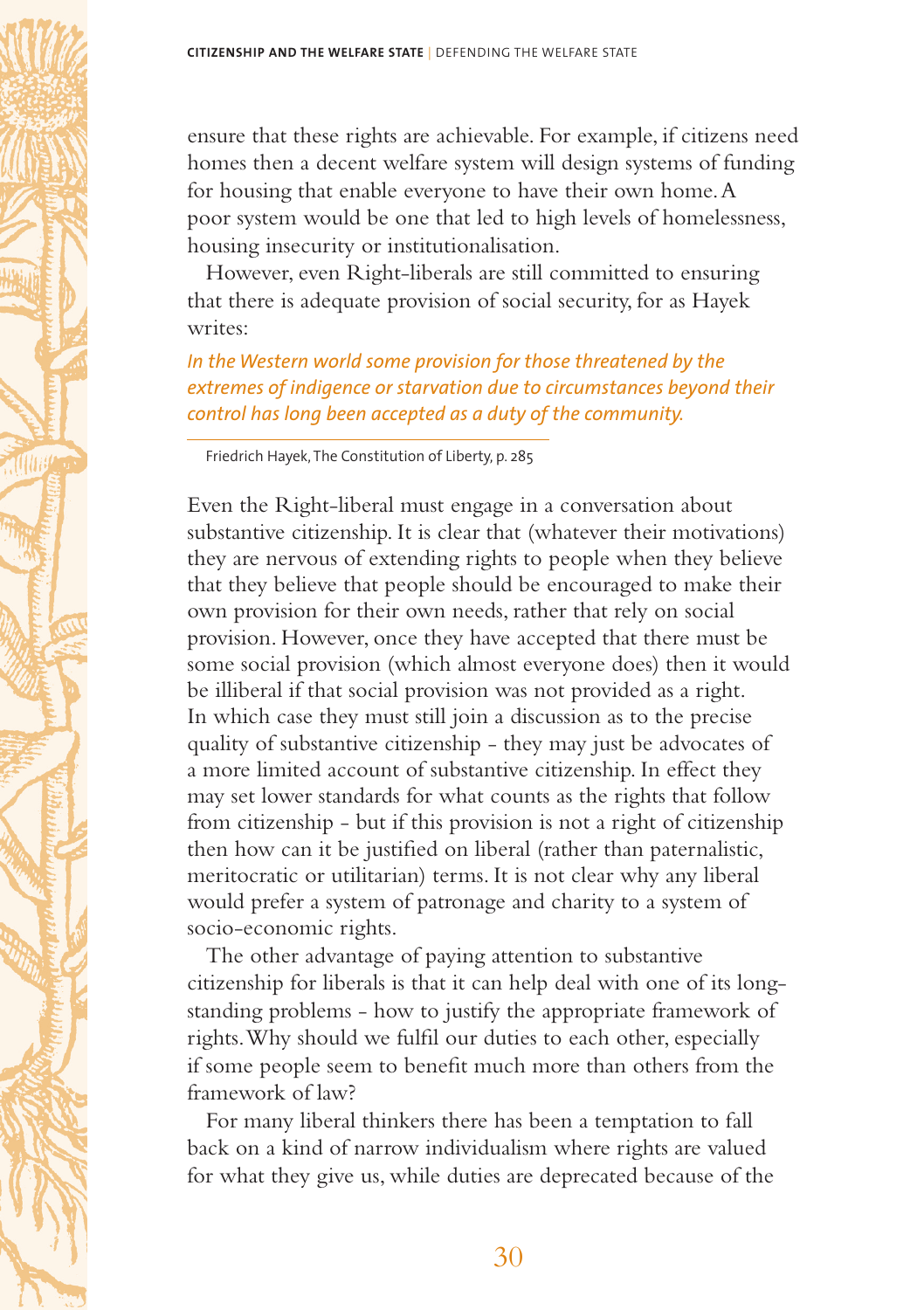ensure that these rights are achievable. For example, if citizens need homes then a decent welfare system will design systems of funding for housing that enable everyone to have their own home. A poor system would be one that led to high levels of homelessness, housing insecurity or institutionalisation.

However, even Right-liberals are still committed to ensuring that there is adequate provision of social security, for as Hayek writes:

*In the Western world some provision for those threatened by the extremes of indigence or starvation due to circumstances beyond their control has long been accepted as a duty of the community.*

Friedrich Hayek, The Constitution of Liberty, p. 285

Even the Right-liberal must engage in a conversation about substantive citizenship. It is clear that (whatever their motivations) they are nervous of extending rights to people when they believe that they believe that people should be encouraged to make their own provision for their own needs, rather that rely on social provision. However, once they have accepted that there must be some social provision (which almost everyone does) then it would be illiberal if that social provision was not provided as a right. In which case they must still join a discussion as to the precise quality of substantive citizenship - they may just be advocates of a more limited account of substantive citizenship. In effect they may set lower standards for what counts as the rights that follow from citizenship - but if this provision is not a right of citizenship then how can it be justified on liberal (rather than paternalistic, meritocratic or utilitarian) terms. It is not clear why any liberal would prefer a system of patronage and charity to a system of socio-economic rights.

The other advantage of paying attention to substantive citizenship for liberals is that it can help deal with one of its long-standing problems - how to justify the appropriate framework of rights. Why should we fulfil our duties to each other, especially if some people seem to benefit much more than others from the framework of law?

For many liberal thinkers there has been a temptation to fall back on a kind of narrow individualism where rights are valued for what they give us, while duties are deprecated because of the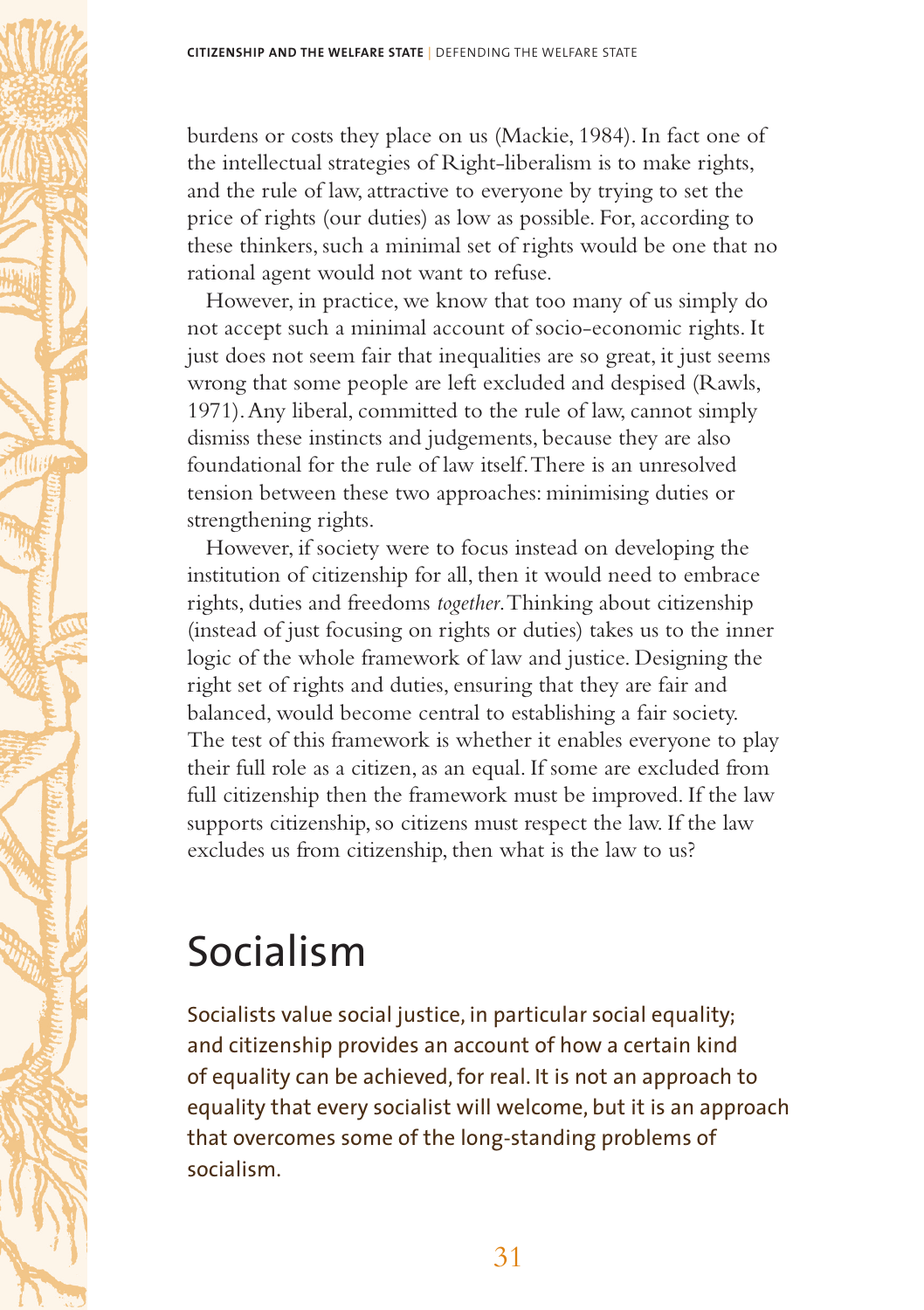burdens or costs they place on us (Mackie, 1984). In fact one of the intellectual strategies of Right-liberalism is to make rights, and the rule of law, attractive to everyone by trying to set the price of rights (our duties) as low as possible. For, according to these thinkers, such a minimal set of rights would be one that no rational agent would not want to refuse.

However, in practice, we know that too many of us simply do not accept such a minimal account of socio-economic rights. It just does not seem fair that inequalities are so great, it just seems wrong that some people are left excluded and despised (Rawls, 1971). Any liberal, committed to the rule of law, cannot simply dismiss these instincts and judgements, because they are also foundational for the rule of law itself. There is an unresolved tension between these two approaches: minimising duties or strengthening rights.

However, if society were to focus instead on developing the institution of citizenship for all, then it would need to embrace rights, duties and freedoms *together*. Thinking about citizenship (instead of just focusing on rights or duties) takes us to the inner logic of the whole framework of law and justice. Designing the right set of rights and duties, ensuring that they are fair and balanced, would become central to establishing a fair society. The test of this framework is whether it enables everyone to play their full role as a citizen, as an equal. If some are excluded from full citizenship then the framework must be improved. If the law supports citizenship, so citizens must respect the law. If the law excludes us from citizenship, then what is the law to us?

## Socialism

Socialists value social justice, in particular social equality; and citizenship provides an account of how a certain kind of equality can be achieved, for real. It is not an approach to equality that every socialist will welcome, but it is an approach that overcomes some of the long-standing problems of socialism.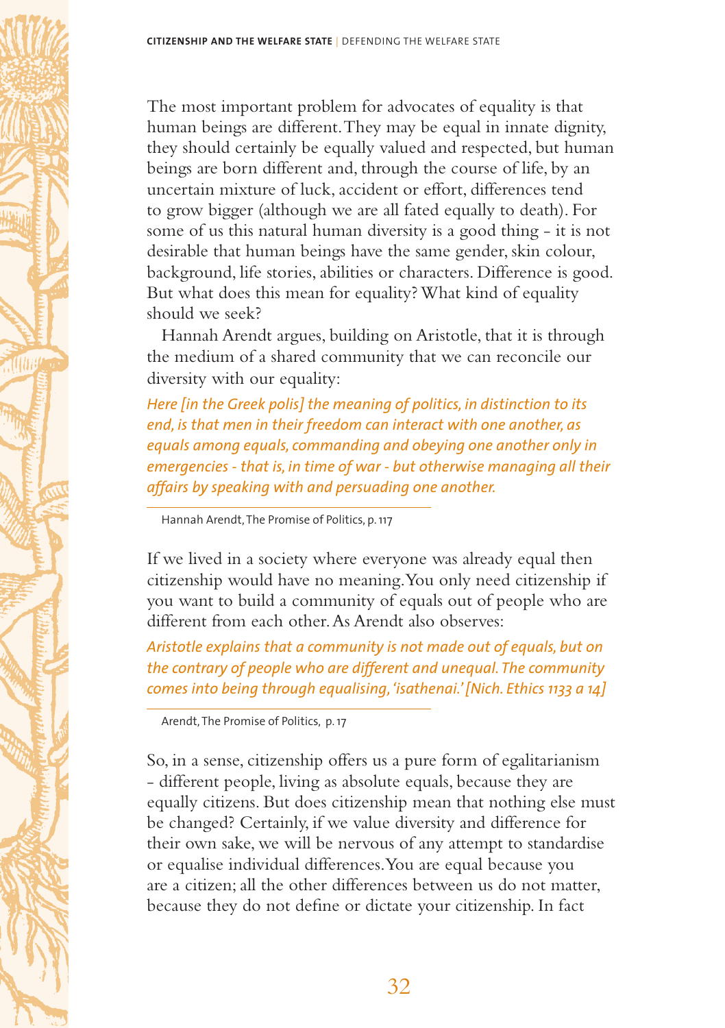The most important problem for advocates of equality is that human beings are different. They may be equal in innate dignity, they should certainly be equally valued and respected, but human beings are born different and, through the course of life, by an uncertain mixture of luck, accident or effort, differences tend to grow bigger (although we are all fated equally to death). For some of us this natural human diversity is a good thing - it is not desirable that human beings have the same gender, skin colour, background, life stories, abilities or characters. Difference is good. But what does this mean for equality? What kind of equality should we seek?

Hannah Arendt argues, building on Aristotle, that it is through the medium of a shared community that we can reconcile our diversity with our equality:

*Here [in the Greek polis] the meaning of politics, in distinction to its end, is that men in their freedom can interact with one another, as equals among equals, commanding and obeying one another only in emergencies - that is, in time of war - but otherwise managing all their affairs by speaking with and persuading one another.*

Hannah Arendt, The Promise of Politics, p. 117

If we lived in a society where everyone was already equal then citizenship would have no meaning. You only need citizenship if you want to build a community of equals out of people who are different from each other. As Arendt also observes:

*Aristotle explains that a community is not made out of equals, but on the contrary of people who are different and unequal. The community comes into being through equalising, 'isathenai.' [Nich. Ethics 1133 a 14]*

Arendt, The Promise of Politics, p. 17

So, in a sense, citizenship offers us a pure form of egalitarianism - different people, living as absolute equals, because they are equally citizens. But does citizenship mean that nothing else must be changed? Certainly, if we value diversity and difference for their own sake, we will be nervous of any attempt to standardise or equalise individual differences. You are equal because you are a citizen; all the other differences between us do not matter, because they do not define or dictate your citizenship. In fact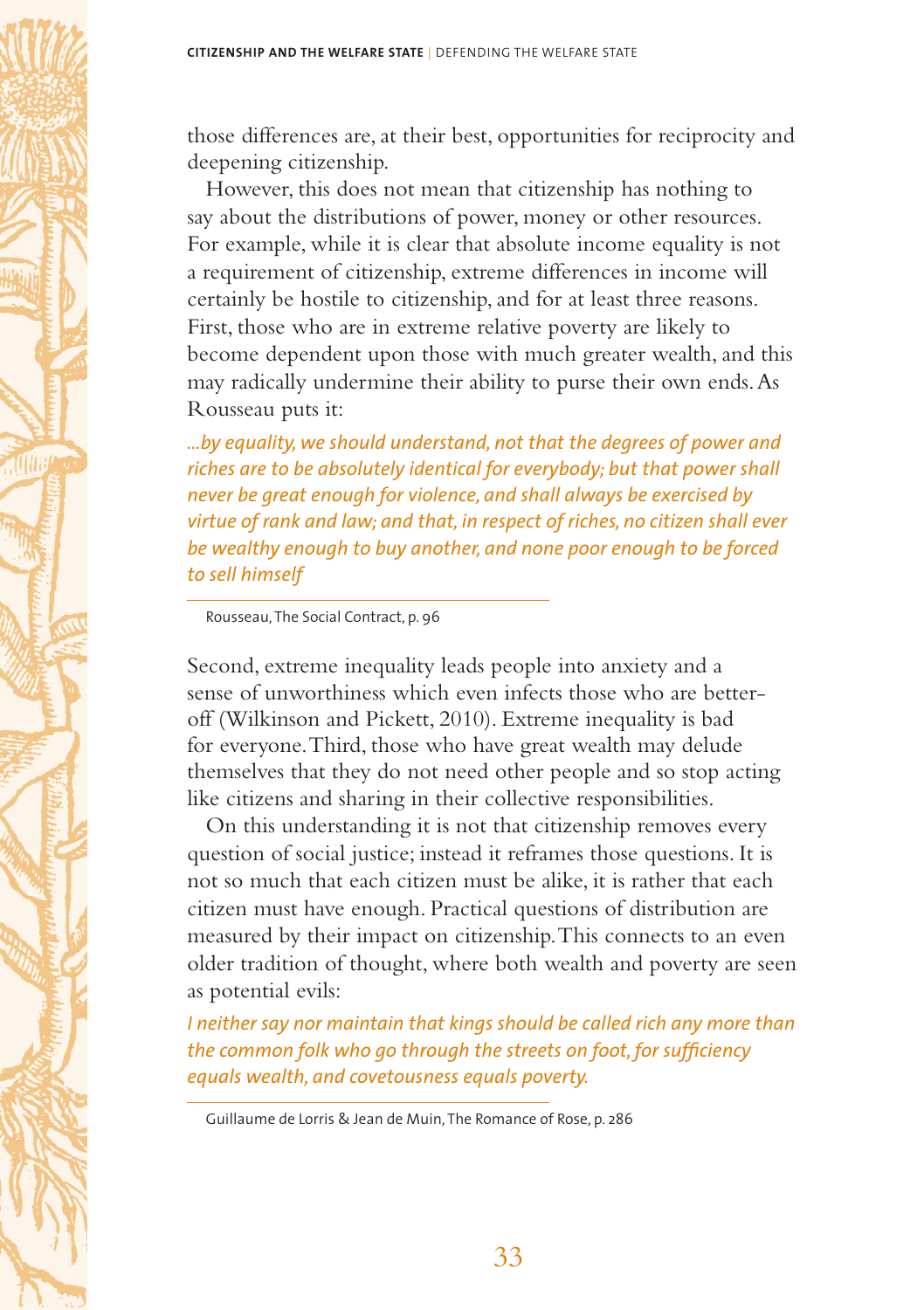those differences are, at their best, opportunities for reciprocity and deepening citizenship.

However, this does not mean that citizenship has nothing to say about the distributions of power, money or other resources. For example, while it is clear that absolute income equality is not a requirement of citizenship, extreme differences in income will certainly be hostile to citizenship, and for at least three reasons. First, those who are in extreme relative poverty are likely to become dependent upon those with much greater wealth, and this may radically undermine their ability to purse their own ends. As Rousseau puts it:

> *...by equality, we should understand, not that the degrees of power and riches are to be absolutely identical for everybody; but that power shall never be great enough for violence, and shall always be exercised by virtue of rank and law; and that, in respect of riches, no citizen shall ever be wealthy enough to buy another, and none poor enough to be forced to sell himself*
>
> Rousseau, The Social Contract, p. 96

Second, extreme inequality leads people into anxiety and a sense of unworthiness which even infects those who are better-off (Wilkinson and Pickett, 2010). Extreme inequality is bad for everyone. Third, those who have great wealth may delude themselves that they do not need other people and so stop acting like citizens and sharing in their collective responsibilities.

On this understanding it is not that citizenship removes every question of social justice; instead it reframes those questions. It is not so much that each citizen must be alike, it is rather that each citizen must have enough. Practical questions of distribution are measured by their impact on citizenship. This connects to an even older tradition of thought, where both wealth and poverty are seen as potential evils:

> *I neither say nor maintain that kings should be called rich any more than the common folk who go through the streets on foot, for sufficiency equals wealth, and covetousness equals poverty.*
>
> Guillaume de Lorris & Jean de Muin, The Romance of Rose, p. 286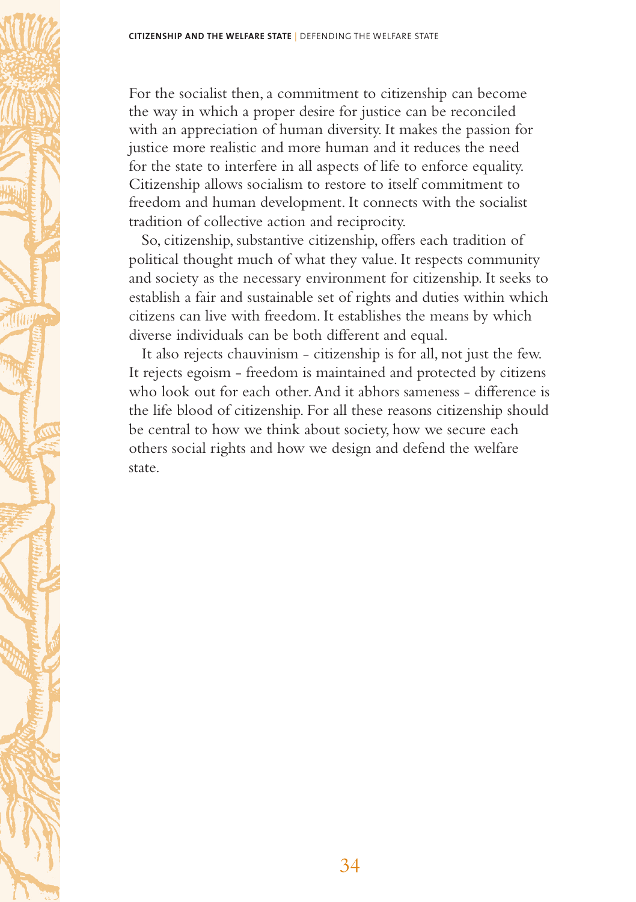For the socialist then, a commitment to citizenship can become the way in which a proper desire for justice can be reconciled with an appreciation of human diversity. It makes the passion for justice more realistic and more human and it reduces the need for the state to interfere in all aspects of life to enforce equality. Citizenship allows socialism to restore to itself commitment to freedom and human development. It connects with the socialist tradition of collective action and reciprocity.

So, citizenship, substantive citizenship, offers each tradition of political thought much of what they value. It respects community and society as the necessary environment for citizenship. It seeks to establish a fair and sustainable set of rights and duties within which citizens can live with freedom. It establishes the means by which diverse individuals can be both different and equal.

It also rejects chauvinism - citizenship is for all, not just the few. It rejects egoism - freedom is maintained and protected by citizens who look out for each other. And it abhors sameness - difference is the life blood of citizenship. For all these reasons citizenship should be central to how we think about society, how we secure each others social rights and how we design and defend the welfare state.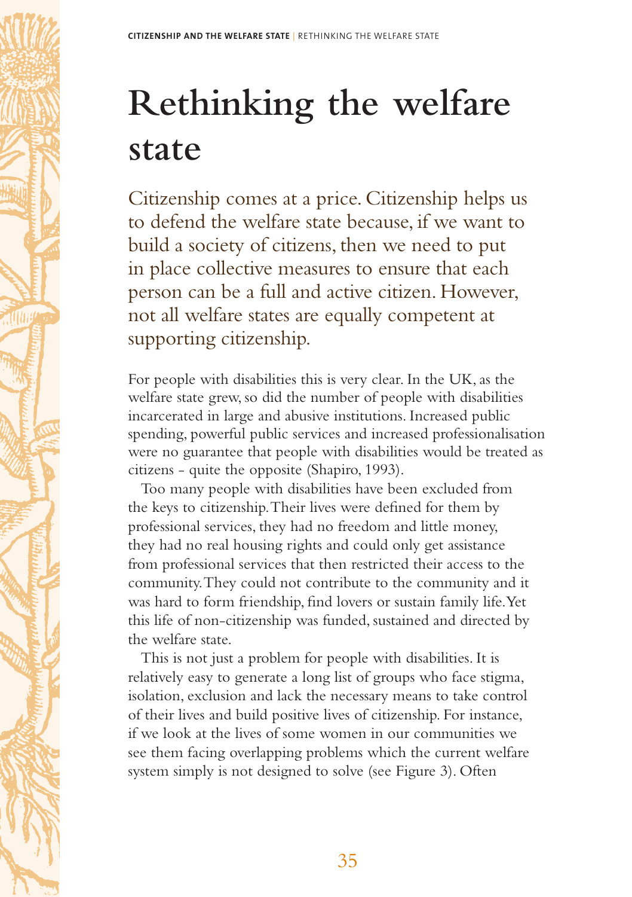# Rethinking the welfare state

Citizenship comes at a price. Citizenship helps us to defend the welfare state because, if we want to build a society of citizens, then we need to put in place collective measures to ensure that each person can be a full and active citizen. However, not all welfare states are equally competent at supporting citizenship.

For people with disabilities this is very clear. In the UK, as the welfare state grew, so did the number of people with disabilities incarcerated in large and abusive institutions. Increased public spending, powerful public services and increased professionalisation were no guarantee that people with disabilities would be treated as citizens - quite the opposite (Shapiro, 1993).

Too many people with disabilities have been excluded from the keys to citizenship. Their lives were defined for them by professional services, they had no freedom and little money, they had no real housing rights and could only get assistance from professional services that then restricted their access to the community. They could not contribute to the community and it was hard to form friendship, find lovers or sustain family life. Yet this life of non-citizenship was funded, sustained and directed by the welfare state.

This is not just a problem for people with disabilities. It is relatively easy to generate a long list of groups who face stigma, isolation, exclusion and lack the necessary means to take control of their lives and build positive lives of citizenship. For instance, if we look at the lives of some women in our communities we see them facing overlapping problems which the current welfare system simply is not designed to solve (see Figure 3). Often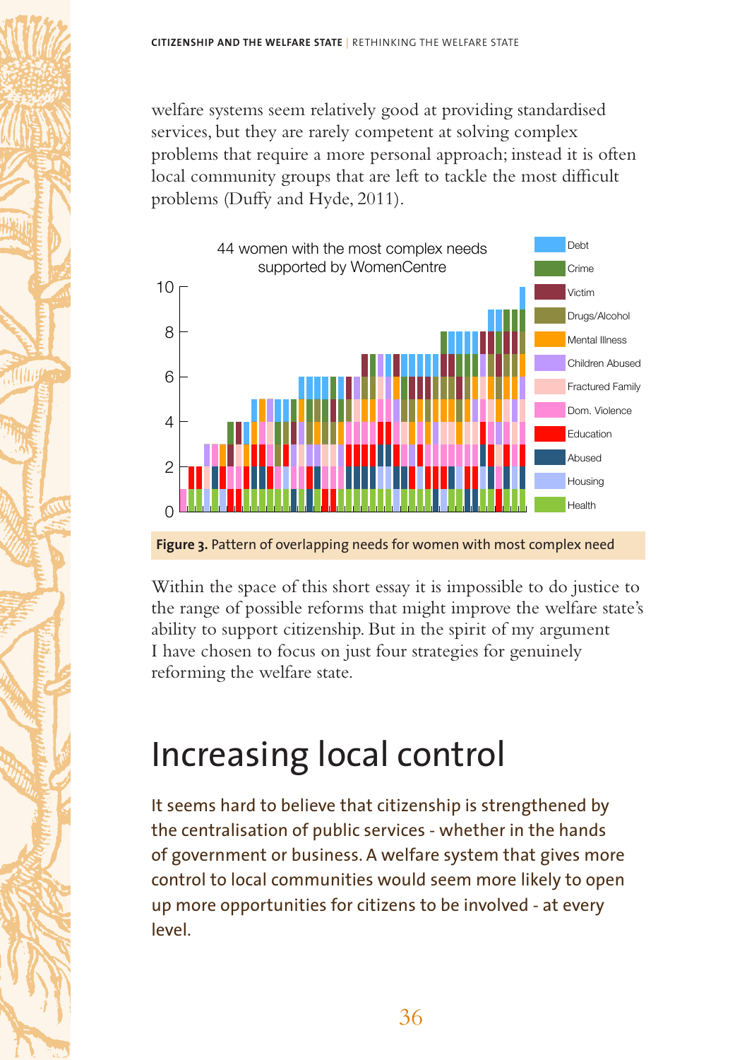welfare systems seem relatively good at providing standardised services, but they are rarely competent at solving complex problems that require a more personal approach; instead it is often local community groups that are left to tackle the most difficult problems (Duffy and Hyde, 2011).

**Figure 3.** Pattern of overlapping needs for women with most complex need

Within the space of this short essay it is impossible to do justice to the range of possible reforms that might improve the welfare state's ability to support citizenship. But in the spirit of my argument I have chosen to focus on just four strategies for genuinely reforming the welfare state.

# Increasing local control

It seems hard to believe that citizenship is strengthened by the centralisation of public services - whether in the hands of government or business. A welfare system that gives more control to local communities would seem more likely to open up more opportunities for citizens to be involved - at every level.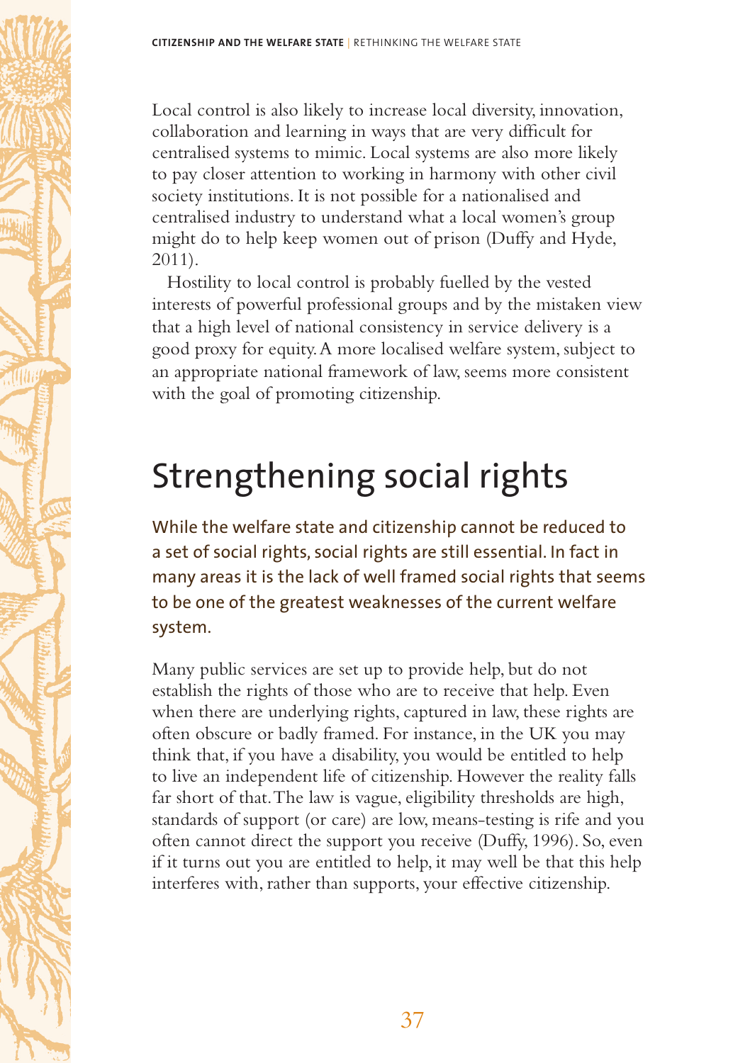Local control is also likely to increase local diversity, innovation, collaboration and learning in ways that are very difficult for centralised systems to mimic. Local systems are also more likely to pay closer attention to working in harmony with other civil society institutions. It is not possible for a nationalised and centralised industry to understand what a local women's group might do to help keep women out of prison (Duffy and Hyde, 2011).

Hostility to local control is probably fuelled by the vested interests of powerful professional groups and by the mistaken view that a high level of national consistency in service delivery is a good proxy for equity. A more localised welfare system, subject to an appropriate national framework of law, seems more consistent with the goal of promoting citizenship.

# Strengthening social rights

While the welfare state and citizenship cannot be reduced to a set of social rights, social rights are still essential. In fact in many areas it is the lack of well framed social rights that seems to be one of the greatest weaknesses of the current welfare system.

Many public services are set up to provide help, but do not establish the rights of those who are to receive that help. Even when there are underlying rights, captured in law, these rights are often obscure or badly framed. For instance, in the UK you may think that, if you have a disability, you would be entitled to help to live an independent life of citizenship. However the reality falls far short of that. The law is vague, eligibility thresholds are high, standards of support (or care) are low, means-testing is rife and you often cannot direct the support you receive (Duffy, 1996). So, even if it turns out you are entitled to help, it may well be that this help interferes with, rather than supports, your effective citizenship.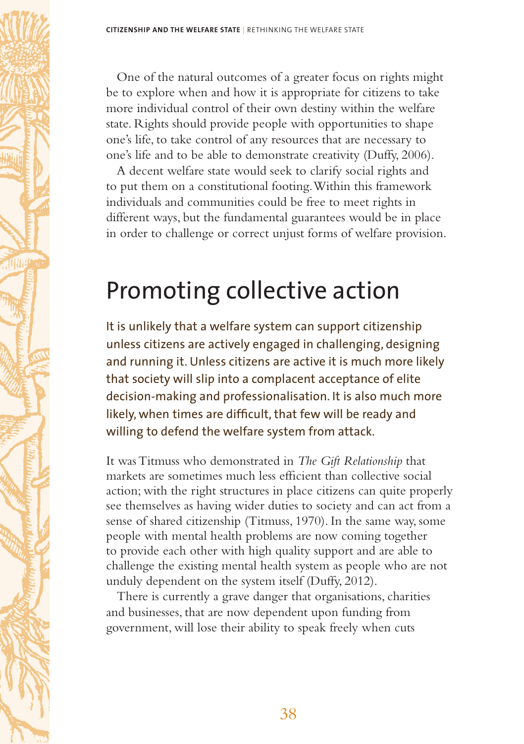One of the natural outcomes of a greater focus on rights might be to explore when and how it is appropriate for citizens to take more individual control of their own destiny within the welfare state. Rights should provide people with opportunities to shape one's life, to take control of any resources that are necessary to one's life and to be able to demonstrate creativity (Duffy, 2006).

A decent welfare state would seek to clarify social rights and to put them on a constitutional footing. Within this framework individuals and communities could be free to meet rights in different ways, but the fundamental guarantees would be in place in order to challenge or correct unjust forms of welfare provision.

## Promoting collective action

It is unlikely that a welfare system can support citizenship unless citizens are actively engaged in challenging, designing and running it. Unless citizens are active it is much more likely that society will slip into a complacent acceptance of elite decision-making and professionalisation. It is also much more likely, when times are difficult, that few will be ready and willing to defend the welfare system from attack.

It was Titmuss who demonstrated in *The Gift Relationship* that markets are sometimes much less efficient than collective social action; with the right structures in place citizens can quite properly see themselves as having wider duties to society and can act from a sense of shared citizenship (Titmuss, 1970). In the same way, some people with mental health problems are now coming together to provide each other with high quality support and are able to challenge the existing mental health system as people who are not unduly dependent on the system itself (Duffy, 2012).

There is currently a grave danger that organisations, charities and businesses, that are now dependent upon funding from government, will lose their ability to speak freely when cuts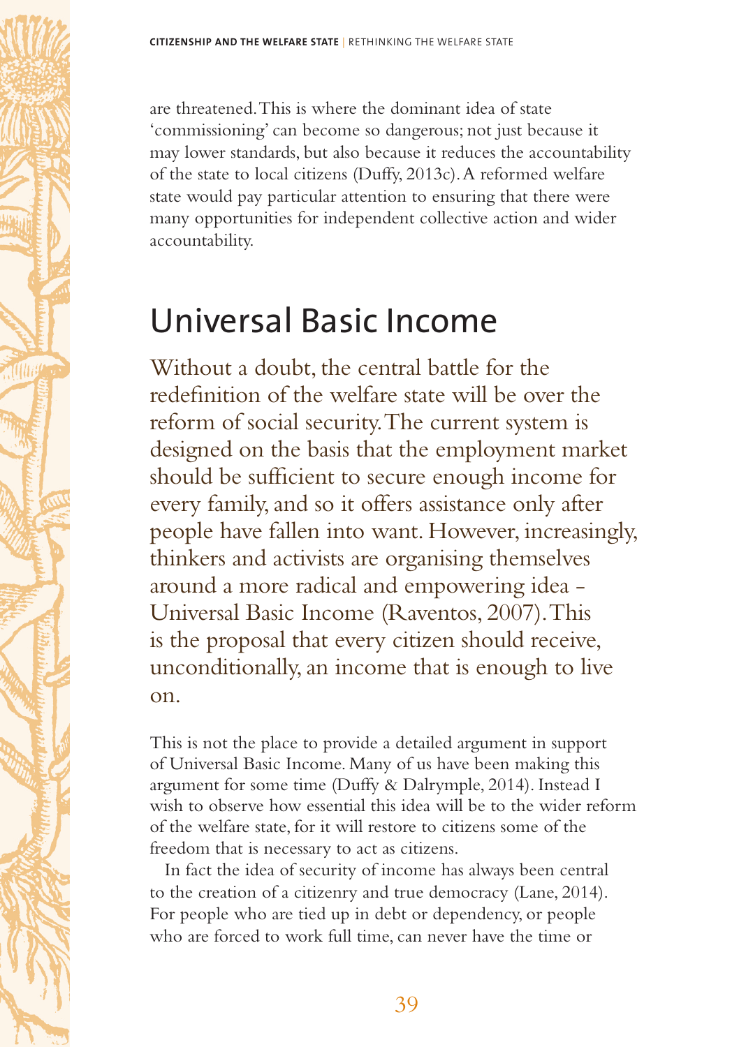are threatened. This is where the dominant idea of state 'commissioning' can become so dangerous; not just because it may lower standards, but also because it reduces the accountability of the state to local citizens (Duffy, 2013c). A reformed welfare state would pay particular attention to ensuring that there were many opportunities for independent collective action and wider accountability.

## Universal Basic Income

Without a doubt, the central battle for the redefinition of the welfare state will be over the reform of social security. The current system is designed on the basis that the employment market should be sufficient to secure enough income for every family, and so it offers assistance only after people have fallen into want. However, increasingly, thinkers and activists are organising themselves around a more radical and empowering idea - Universal Basic Income (Raventos, 2007). This is the proposal that every citizen should receive, unconditionally, an income that is enough to live on.

This is not the place to provide a detailed argument in support of Universal Basic Income. Many of us have been making this argument for some time (Duffy & Dalrymple, 2014). Instead I wish to observe how essential this idea will be to the wider reform of the welfare state, for it will restore to citizens some of the freedom that is necessary to act as citizens.

In fact the idea of security of income has always been central to the creation of a citizenry and true democracy (Lane, 2014). For people who are tied up in debt or dependency, or people who are forced to work full time, can never have the time or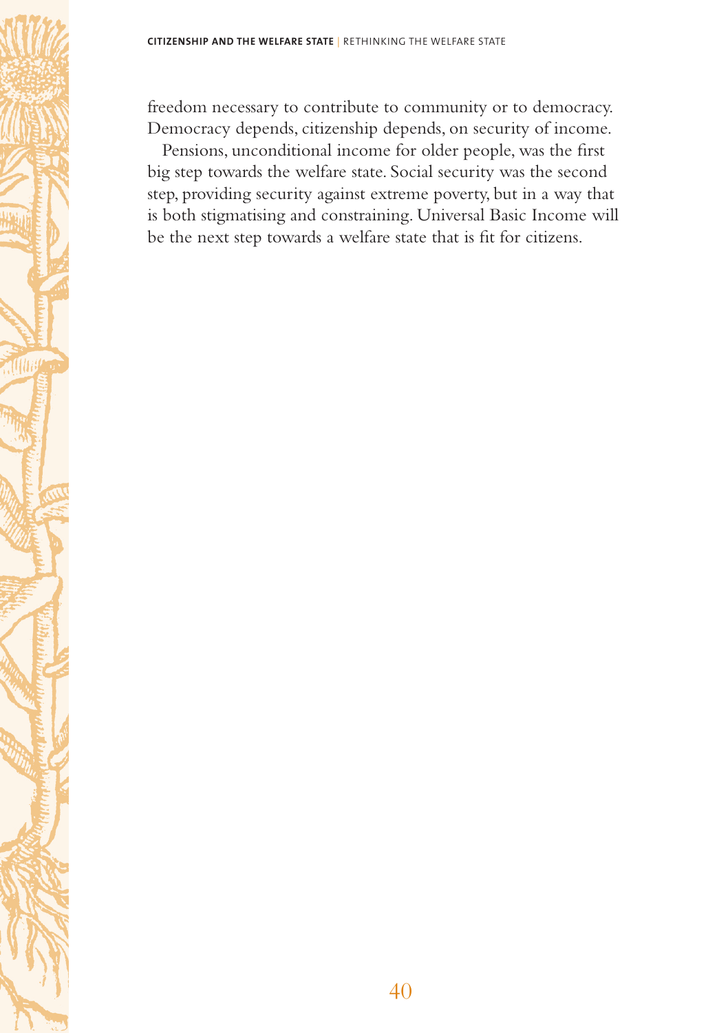freedom necessary to contribute to community or to democracy. Democracy depends, citizenship depends, on security of income.

Pensions, unconditional income for older people, was the first big step towards the welfare state. Social security was the second step, providing security against extreme poverty, but in a way that is both stigmatising and constraining. Universal Basic Income will be the next step towards a welfare state that is fit for citizens.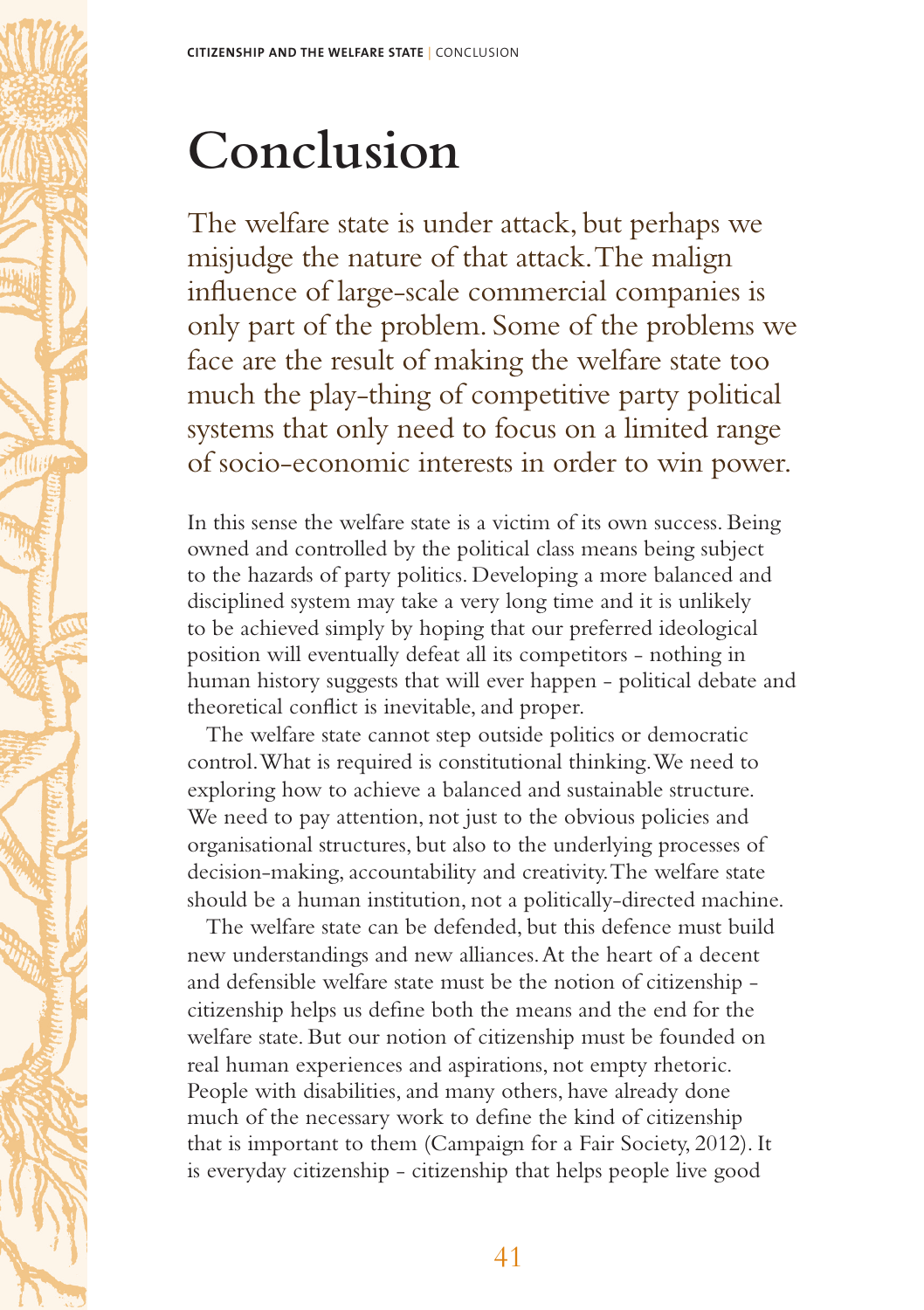# Conclusion

The welfare state is under attack, but perhaps we misjudge the nature of that attack. The malign influence of large-scale commercial companies is only part of the problem. Some of the problems we face are the result of making the welfare state too much the play-thing of competitive party political systems that only need to focus on a limited range of socio-economic interests in order to win power.

In this sense the welfare state is a victim of its own success. Being owned and controlled by the political class means being subject to the hazards of party politics. Developing a more balanced and disciplined system may take a very long time and it is unlikely to be achieved simply by hoping that our preferred ideological position will eventually defeat all its competitors - nothing in human history suggests that will ever happen - political debate and theoretical conflict is inevitable, and proper.

The welfare state cannot step outside politics or democratic control. What is required is constitutional thinking. We need to exploring how to achieve a balanced and sustainable structure. We need to pay attention, not just to the obvious policies and organisational structures, but also to the underlying processes of decision-making, accountability and creativity. The welfare state should be a human institution, not a politically-directed machine.

The welfare state can be defended, but this defence must build new understandings and new alliances. At the heart of a decent and defensible welfare state must be the notion of citizenship - citizenship helps us define both the means and the end for the welfare state. But our notion of citizenship must be founded on real human experiences and aspirations, not empty rhetoric. People with disabilities, and many others, have already done much of the necessary work to define the kind of citizenship that is important to them (Campaign for a Fair Society, 2012). It is everyday citizenship - citizenship that helps people live good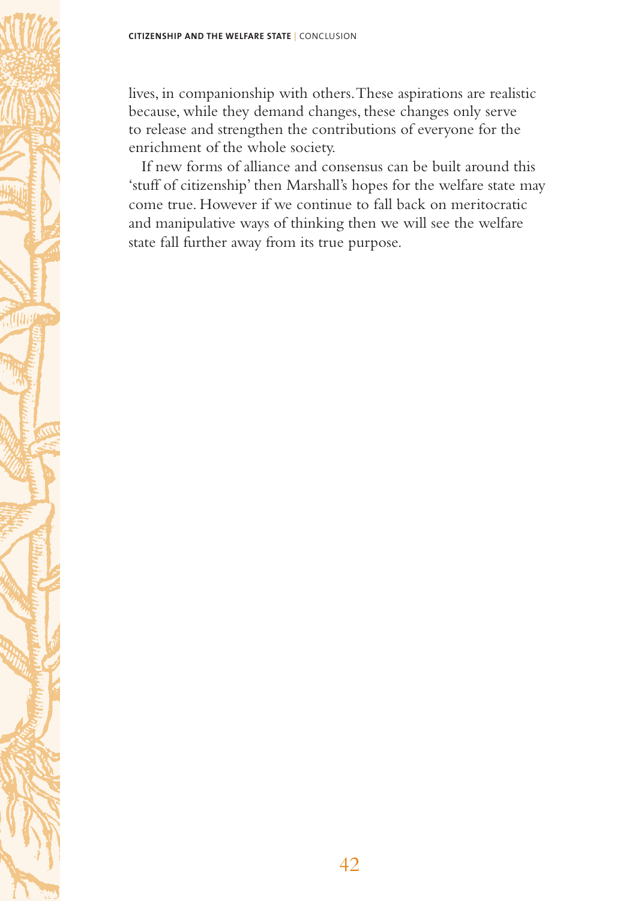lives, in companionship with others. These aspirations are realistic because, while they demand changes, these changes only serve to release and strengthen the contributions of everyone for the enrichment of the whole society.

If new forms of alliance and consensus can be built around this 'stuff of citizenship' then Marshall's hopes for the welfare state may come true. However if we continue to fall back on meritocratic and manipulative ways of thinking then we will see the welfare state fall further away from its true purpose.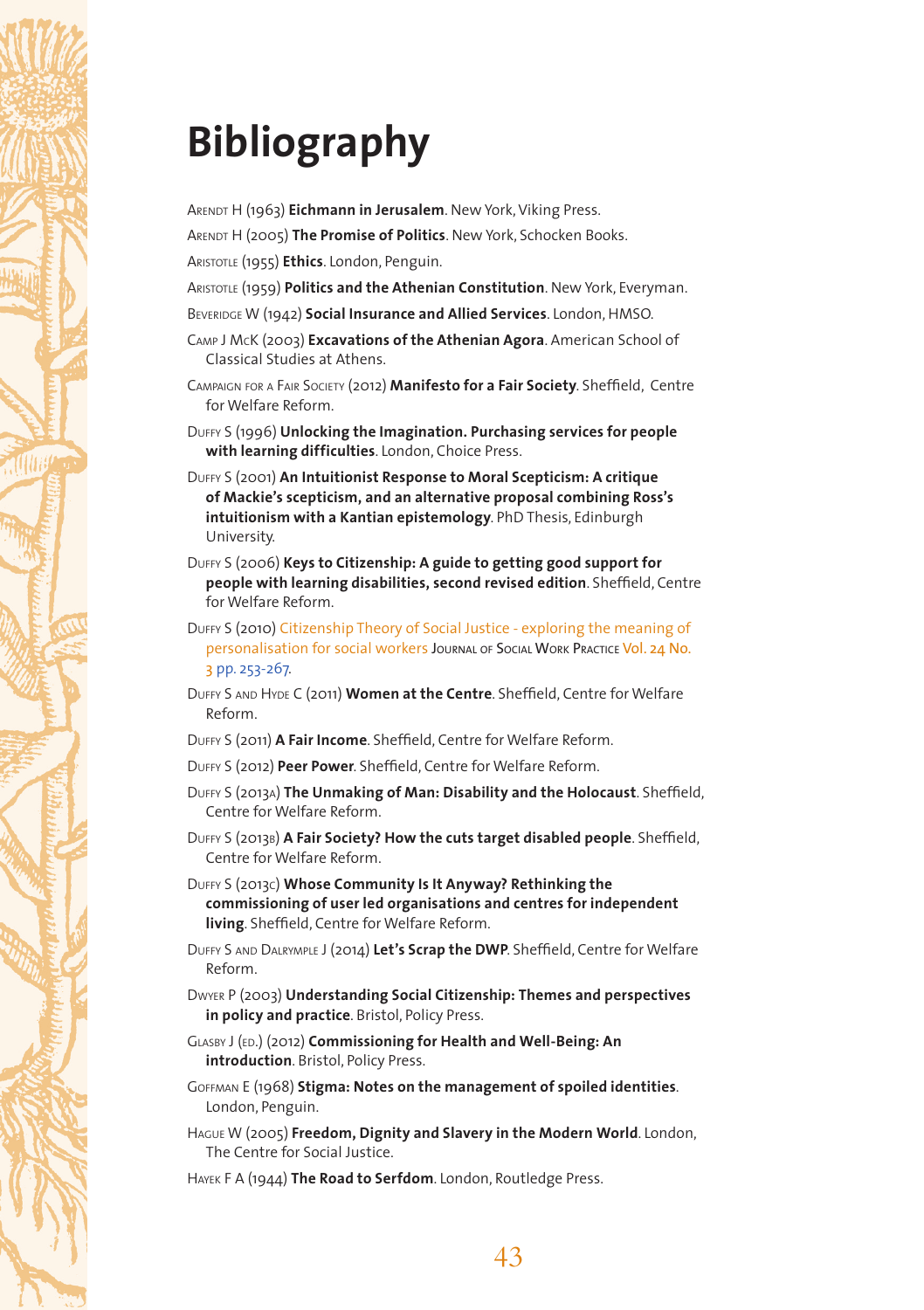# Bibliography

Arendt H (1963) **Eichmann in Jerusalem**. New York, Viking Press.

Arendt H (2005) **The Promise of Politics**. New York, Schocken Books.

Aristotle (1955) **Ethics**. London, Penguin.

Aristotle (1959) **Politics and the Athenian Constitution**. New York, Everyman.

Beveridge W (1942) **Social Insurance and Allied Services**. London, HMSO.

Camp J McK (2003) **Excavations of the Athenian Agora**. American School of Classical Studies at Athens.

Campaign for a Fair Society (2012) **Manifesto for a Fair Society**. Sheffield, Centre for Welfare Reform.

Duffy S (1996) **Unlocking the Imagination. Purchasing services for people with learning difficulties**. London, Choice Press.

Duffy S (2001) **An Intuitionist Response to Moral Scepticism: A critique of Mackie's scepticism, and an alternative proposal combining Ross's intuitionism with a Kantian epistemology**. PhD Thesis, Edinburgh University.

Duffy S (2006) **Keys to Citizenship: A guide to getting good support for people with learning disabilities, second revised edition**. Sheffield, Centre for Welfare Reform.

Duffy S (2010) Citizenship Theory of Social Justice - exploring the meaning of personalisation for social workers Journal of Social Work Practice Vol. 24 No. 3 pp. 253-267.

Duffy S and Hyde C (2011) **Women at the Centre**. Sheffield, Centre for Welfare Reform.

Duffy S (2011) **A Fair Income**. Sheffield, Centre for Welfare Reform.

Duffy S (2012) **Peer Power**. Sheffield, Centre for Welfare Reform.

Duffy S (2013a) **The Unmaking of Man: Disability and the Holocaust**. Sheffield, Centre for Welfare Reform.

Duffy S (2013b) **A Fair Society? How the cuts target disabled people**. Sheffield, Centre for Welfare Reform.

Duffy S (2013c) **Whose Community Is It Anyway? Rethinking the commissioning of user led organisations and centres for independent living**. Sheffield, Centre for Welfare Reform.

Duffy S and Dalrymple J (2014) **Let's Scrap the DWP**. Sheffield, Centre for Welfare Reform.

Dwyer P (2003) **Understanding Social Citizenship: Themes and perspectives in policy and practice**. Bristol, Policy Press.

Glasby J (ed.) (2012) **Commissioning for Health and Well-Being: An introduction**. Bristol, Policy Press.

Goffman E (1968) **Stigma: Notes on the management of spoiled identities**. London, Penguin.

Hague W (2005) **Freedom, Dignity and Slavery in the Modern World**. London, The Centre for Social Justice.

Hayek F A (1944) **The Road to Serfdom**. London, Routledge Press.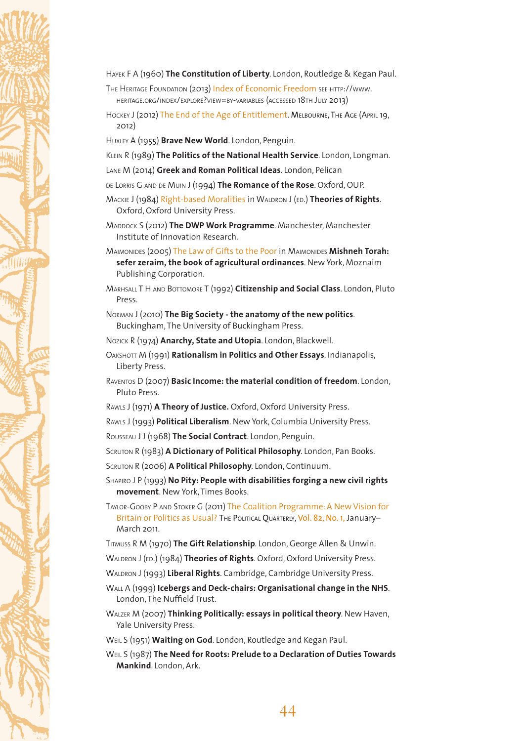Hayek F A (1960) **The Constitution of Liberty**. London, Routledge & Kegan Paul.

The Heritage Foundation (2013) Index of Economic Freedom see http://www.heritage.org/index/explore?view=by-variables (accessed 18th July 2013)

Hockey J (2012) The End of the Age of Entitlement. Melbourne, The Age (April 19, 2012)

Huxley A (1955) **Brave New World**. London, Penguin.

Klein R (1989) **The Politics of the National Health Service**. London, Longman.

Lane M (2014) **Greek and Roman Political Ideas**. London, Pelican

de Lorris G and de Muin J (1994) **The Romance of the Rose**. Oxford, OUP.

Mackie J (1984) Right-based Moralities in Waldron J (ed.) **Theories of Rights**. Oxford, Oxford University Press.

Maddock S (2012) **The DWP Work Programme**. Manchester, Manchester Institute of Innovation Research.

Maimonides (2005) The Law of Gifts to the Poor in Maimonides **Mishneh Torah: sefer zeraim, the book of agricultural ordinances**. New York, Moznaim Publishing Corporation.

Marhsall T H and Bottomore T (1992) **Citizenship and Social Class**. London, Pluto Press.

Norman J (2010) **The Big Society - the anatomy of the new politics**. Buckingham, The University of Buckingham Press.

Nozick R (1974) **Anarchy, State and Utopia**. London, Blackwell.

Oakshott M (1991) **Rationalism in Politics and Other Essays**. Indianapolis, Liberty Press.

Raventos D (2007) **Basic Income: the material condition of freedom**. London, Pluto Press.

Rawls J (1971) **A Theory of Justice.** Oxford, Oxford University Press.

Rawls J (1993) **Political Liberalism**. New York, Columbia University Press.

Rousseau J J (1968) **The Social Contract**. London, Penguin.

Scruton R (1983) **A Dictionary of Political Philosophy**. London, Pan Books.

Scruton R (2006) **A Political Philosophy**. London, Continuum.

Shapiro J P (1993) **No Pity: People with disabilities forging a new civil rights movement**. New York, Times Books.

Taylor-Gooby P and Stoker G (2011) The Coalition Programme: A New Vision for Britain or Politics as Usual? The Political Quarterly, Vol. 82, No. 1, January–March 2011.

Titmuss R M (1970) **The Gift Relationship**. London, George Allen & Unwin.

Waldron J (ed.) (1984) **Theories of Rights**. Oxford, Oxford University Press.

Waldron J (1993) **Liberal Rights**. Cambridge, Cambridge University Press.

Wall A (1999) **Icebergs and Deck-chairs: Organisational change in the NHS**. London, The Nuffield Trust.

Walzer M (2007) **Thinking Politically: essays in political theory**. New Haven, Yale University Press.

Weil S (1951) **Waiting on God**. London, Routledge and Kegan Paul.

Weil S (1987) **The Need for Roots: Prelude to a Declaration of Duties Towards Mankind**. London, Ark.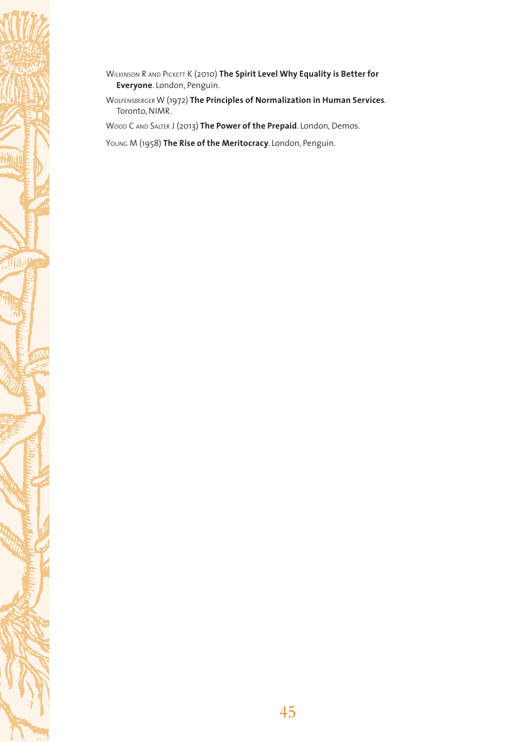Wilkinson R and Pickett K (2010) **The Spirit Level Why Equality is Better for Everyone**. London, Penguin.

Wolfensberger W (1972) **The Principles of Normalization in Human Services**. Toronto, NIMR.

Wood C and Salter J (2013) **The Power of the Prepaid**. London, Demos.

Young M (1958) **The Rise of the Meritocracy**. London, Penguin.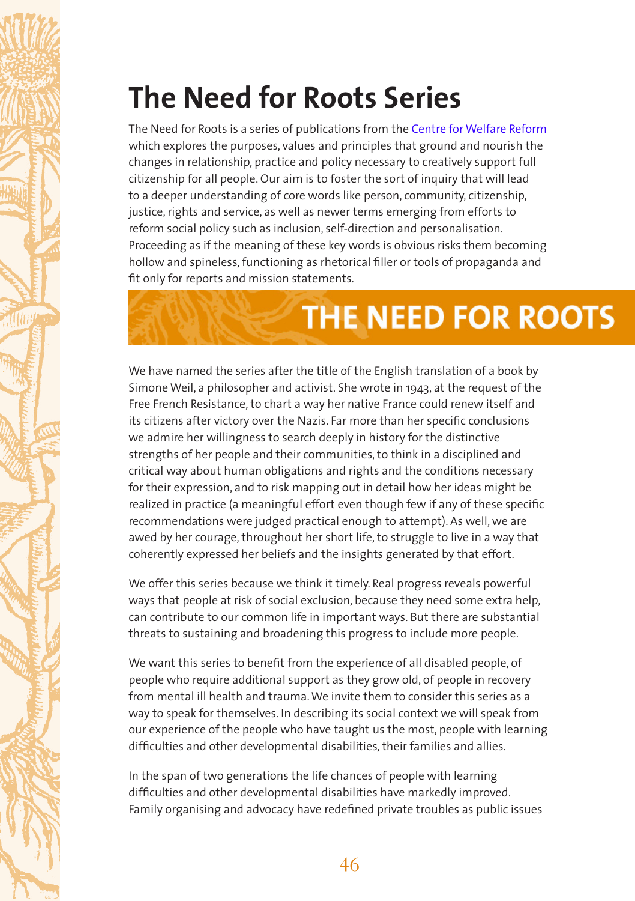# The Need for Roots Series

The Need for Roots is a series of publications from the Centre for Welfare Reform which explores the purposes, values and principles that ground and nourish the changes in relationship, practice and policy necessary to creatively support full citizenship for all people. Our aim is to foster the sort of inquiry that will lead to a deeper understanding of core words like person, community, citizenship, justice, rights and service, as well as newer terms emerging from efforts to reform social policy such as inclusion, self-direction and personalisation. Proceeding as if the meaning of these key words is obvious risks them becoming hollow and spineless, functioning as rhetorical filler or tools of propaganda and fit only for reports and mission statements.

## THE NEED FOR ROOTS

We have named the series after the title of the English translation of a book by Simone Weil, a philosopher and activist. She wrote in 1943, at the request of the Free French Resistance, to chart a way her native France could renew itself and its citizens after victory over the Nazis. Far more than her specific conclusions we admire her willingness to search deeply in history for the distinctive strengths of her people and their communities, to think in a disciplined and critical way about human obligations and rights and the conditions necessary for their expression, and to risk mapping out in detail how her ideas might be realized in practice (a meaningful effort even though few if any of these specific recommendations were judged practical enough to attempt). As well, we are awed by her courage, throughout her short life, to struggle to live in a way that coherently expressed her beliefs and the insights generated by that effort.

We offer this series because we think it timely. Real progress reveals powerful ways that people at risk of social exclusion, because they need some extra help, can contribute to our common life in important ways. But there are substantial threats to sustaining and broadening this progress to include more people.

We want this series to benefit from the experience of all disabled people, of people who require additional support as they grow old, of people in recovery from mental ill health and trauma. We invite them to consider this series as a way to speak for themselves. In describing its social context we will speak from our experience of the people who have taught us the most, people with learning difficulties and other developmental disabilities, their families and allies.

In the span of two generations the life chances of people with learning difficulties and other developmental disabilities have markedly improved. Family organising and advocacy have redefined private troubles as public issues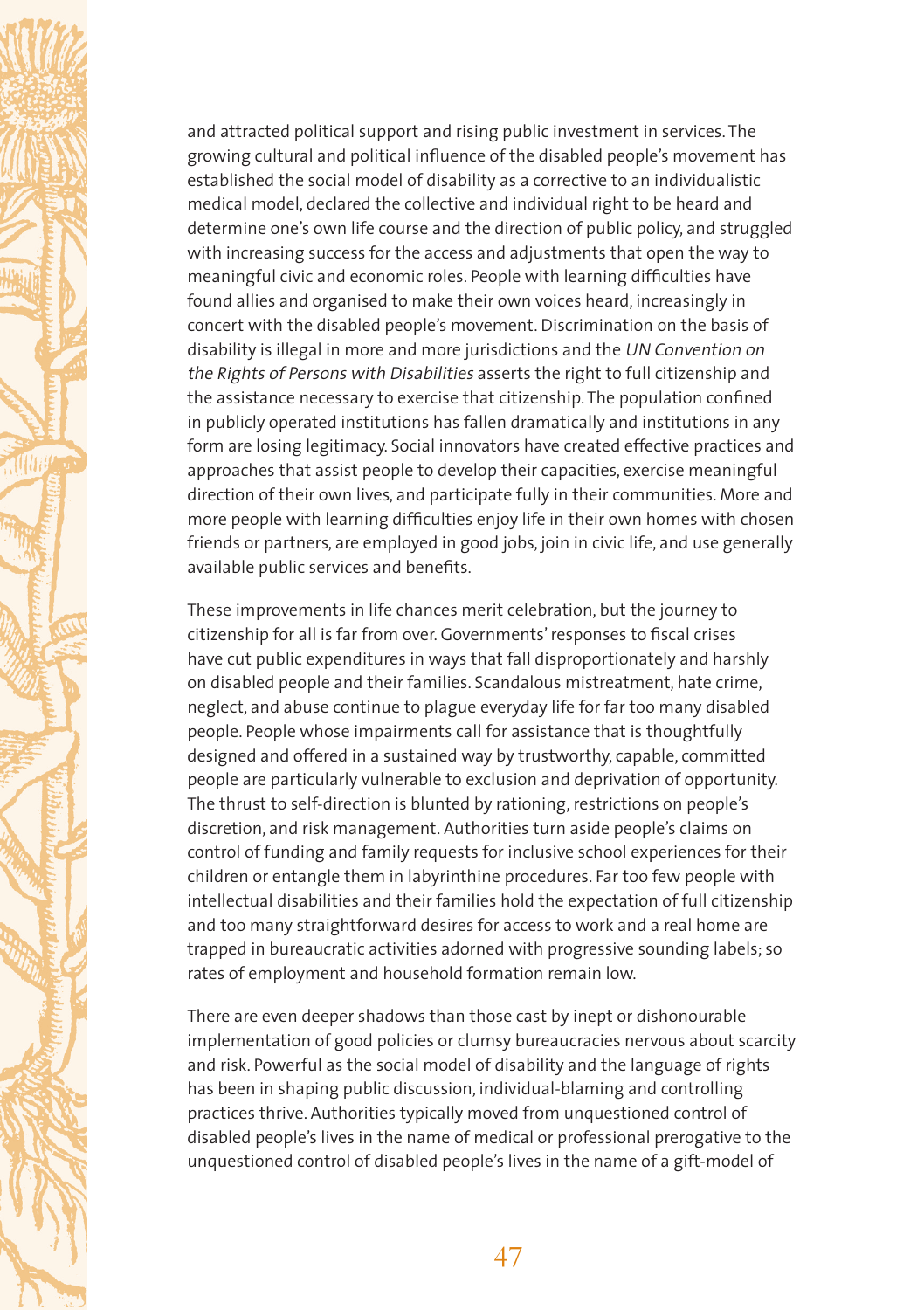and attracted political support and rising public investment in services. The growing cultural and political influence of the disabled people's movement has established the social model of disability as a corrective to an individualistic medical model, declared the collective and individual right to be heard and determine one's own life course and the direction of public policy, and struggled with increasing success for the access and adjustments that open the way to meaningful civic and economic roles. People with learning difficulties have found allies and organised to make their own voices heard, increasingly in concert with the disabled people's movement. Discrimination on the basis of disability is illegal in more and more jurisdictions and the *UN Convention on the Rights of Persons with Disabilities* asserts the right to full citizenship and the assistance necessary to exercise that citizenship. The population confined in publicly operated institutions has fallen dramatically and institutions in any form are losing legitimacy. Social innovators have created effective practices and approaches that assist people to develop their capacities, exercise meaningful direction of their own lives, and participate fully in their communities. More and more people with learning difficulties enjoy life in their own homes with chosen friends or partners, are employed in good jobs, join in civic life, and use generally available public services and benefits.

These improvements in life chances merit celebration, but the journey to citizenship for all is far from over. Governments' responses to fiscal crises have cut public expenditures in ways that fall disproportionately and harshly on disabled people and their families. Scandalous mistreatment, hate crime, neglect, and abuse continue to plague everyday life for far too many disabled people. People whose impairments call for assistance that is thoughtfully designed and offered in a sustained way by trustworthy, capable, committed people are particularly vulnerable to exclusion and deprivation of opportunity. The thrust to self-direction is blunted by rationing, restrictions on people's discretion, and risk management. Authorities turn aside people's claims on control of funding and family requests for inclusive school experiences for their children or entangle them in labyrinthine procedures. Far too few people with intellectual disabilities and their families hold the expectation of full citizenship and too many straightforward desires for access to work and a real home are trapped in bureaucratic activities adorned with progressive sounding labels; so rates of employment and household formation remain low.

There are even deeper shadows than those cast by inept or dishonourable implementation of good policies or clumsy bureaucracies nervous about scarcity and risk. Powerful as the social model of disability and the language of rights has been in shaping public discussion, individual-blaming and controlling practices thrive. Authorities typically moved from unquestioned control of disabled people's lives in the name of medical or professional prerogative to the unquestioned control of disabled people's lives in the name of a gift-model of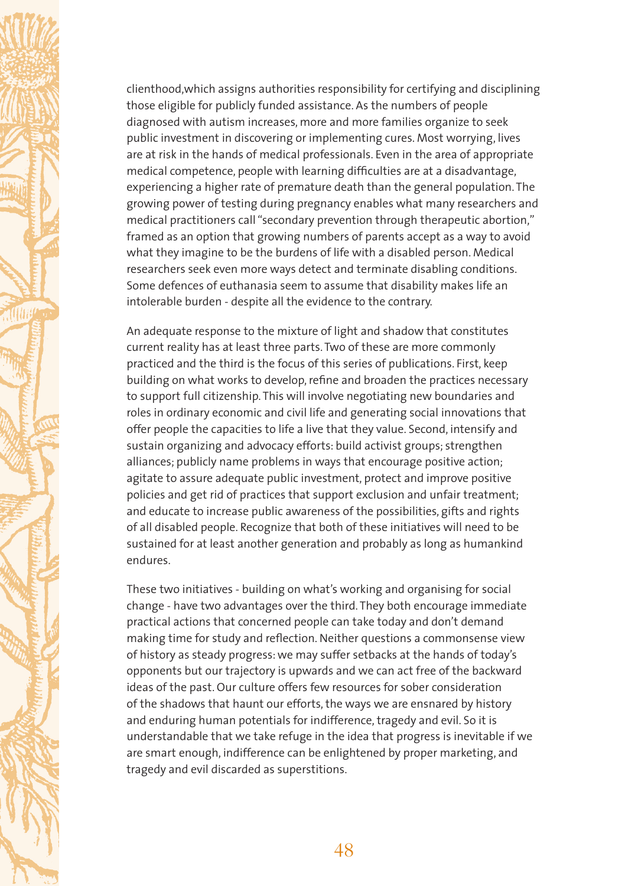clienthood,which assigns authorities responsibility for certifying and disciplining those eligible for publicly funded assistance. As the numbers of people diagnosed with autism increases, more and more families organize to seek public investment in discovering or implementing cures. Most worrying, lives are at risk in the hands of medical professionals. Even in the area of appropriate medical competence, people with learning difficulties are at a disadvantage, experiencing a higher rate of premature death than the general population. The growing power of testing during pregnancy enables what many researchers and medical practitioners call "secondary prevention through therapeutic abortion," framed as an option that growing numbers of parents accept as a way to avoid what they imagine to be the burdens of life with a disabled person. Medical researchers seek even more ways detect and terminate disabling conditions. Some defences of euthanasia seem to assume that disability makes life an intolerable burden - despite all the evidence to the contrary.

An adequate response to the mixture of light and shadow that constitutes current reality has at least three parts. Two of these are more commonly practiced and the third is the focus of this series of publications. First, keep building on what works to develop, refine and broaden the practices necessary to support full citizenship. This will involve negotiating new boundaries and roles in ordinary economic and civil life and generating social innovations that offer people the capacities to life a live that they value. Second, intensify and sustain organizing and advocacy efforts: build activist groups; strengthen alliances; publicly name problems in ways that encourage positive action; agitate to assure adequate public investment, protect and improve positive policies and get rid of practices that support exclusion and unfair treatment; and educate to increase public awareness of the possibilities, gifts and rights of all disabled people. Recognize that both of these initiatives will need to be sustained for at least another generation and probably as long as humankind endures.

These two initiatives - building on what's working and organising for social change - have two advantages over the third. They both encourage immediate practical actions that concerned people can take today and don't demand making time for study and reflection. Neither questions a commonsense view of history as steady progress: we may suffer setbacks at the hands of today's opponents but our trajectory is upwards and we can act free of the backward ideas of the past. Our culture offers few resources for sober consideration of the shadows that haunt our efforts, the ways we are ensnared by history and enduring human potentials for indifference, tragedy and evil. So it is understandable that we take refuge in the idea that progress is inevitable if we are smart enough, indifference can be enlightened by proper marketing, and tragedy and evil discarded as superstitions.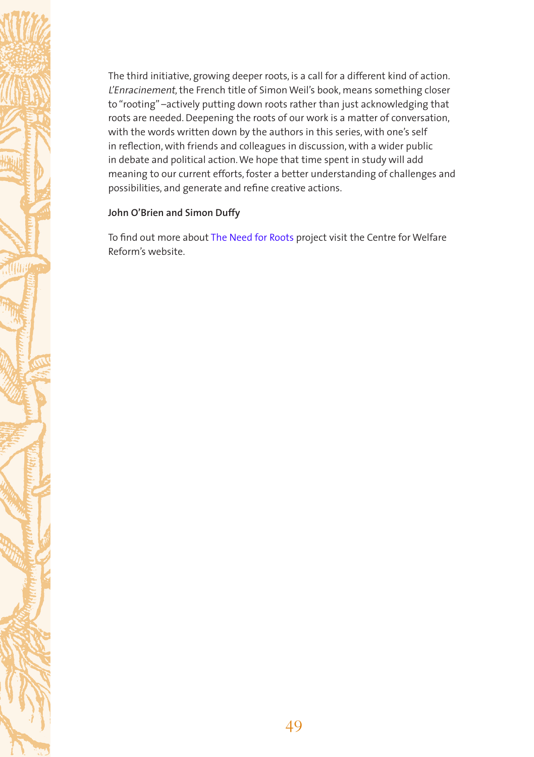The third initiative, growing deeper roots, is a call for a different kind of action. *L'Enracinement*, the French title of Simon Weil's book, means something closer to "rooting" –actively putting down roots rather than just acknowledging that roots are needed. Deepening the roots of our work is a matter of conversation, with the words written down by the authors in this series, with one's self in reflection, with friends and colleagues in discussion, with a wider public in debate and political action. We hope that time spent in study will add meaning to our current efforts, foster a better understanding of challenges and possibilities, and generate and refine creative actions.

**John O'Brien and Simon Duffy**

To find out more about The Need for Roots project visit the Centre for Welfare Reform's website.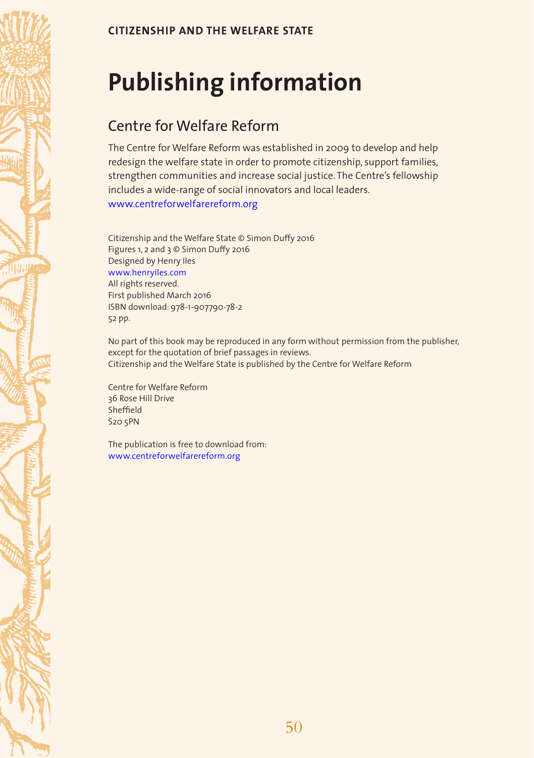# Publishing information

## Centre for Welfare Reform

The Centre for Welfare Reform was established in 2009 to develop and help redesign the welfare state in order to promote citizenship, support families, strengthen communities and increase social justice. The Centre's fellowship includes a wide-range of social innovators and local leaders.
www.centreforwelfarereform.org

Citizenship and the Welfare State © Simon Duffy 2016
Figures 1, 2 and 3 © Simon Duffy 2016
Designed by Henry Iles
www.henryiles.com
All rights reserved.
First published March 2016
ISBN download: 978-1-907790-78-2
52 pp.

No part of this book may be reproduced in any form without permission from the publisher, except for the quotation of brief passages in reviews.
Citizenship and the Welfare State is published by the Centre for Welfare Reform

Centre for Welfare Reform
36 Rose Hill Drive
Sheffield
S20 5PN

The publication is free to download from:
www.centreforwelfarereform.org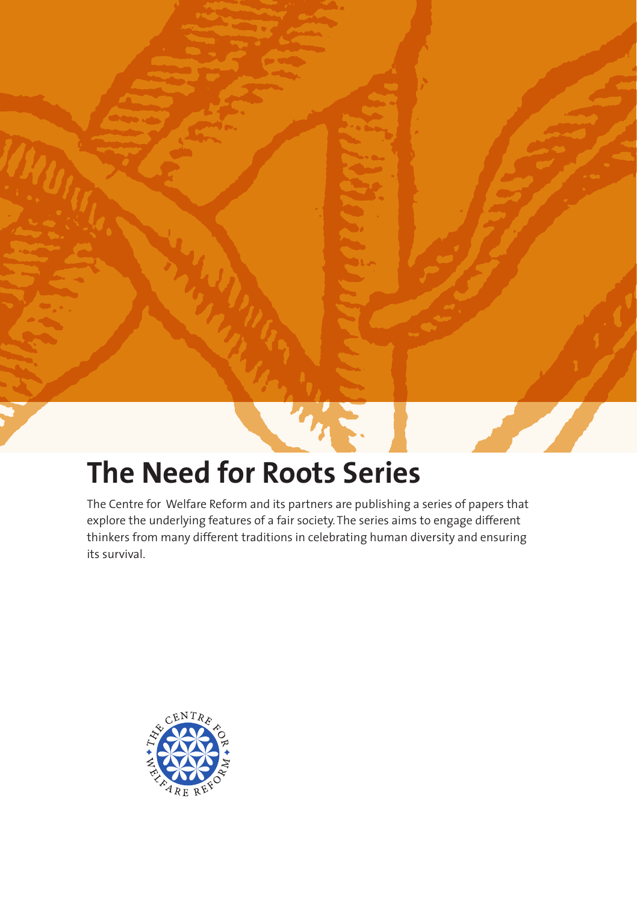# The Need for Roots Series

The Centre for Welfare Reform and its partners are publishing a series of papers that explore the underlying features of a fair society. The series aims to engage different thinkers from many different traditions in celebrating human diversity and ensuring its survival.